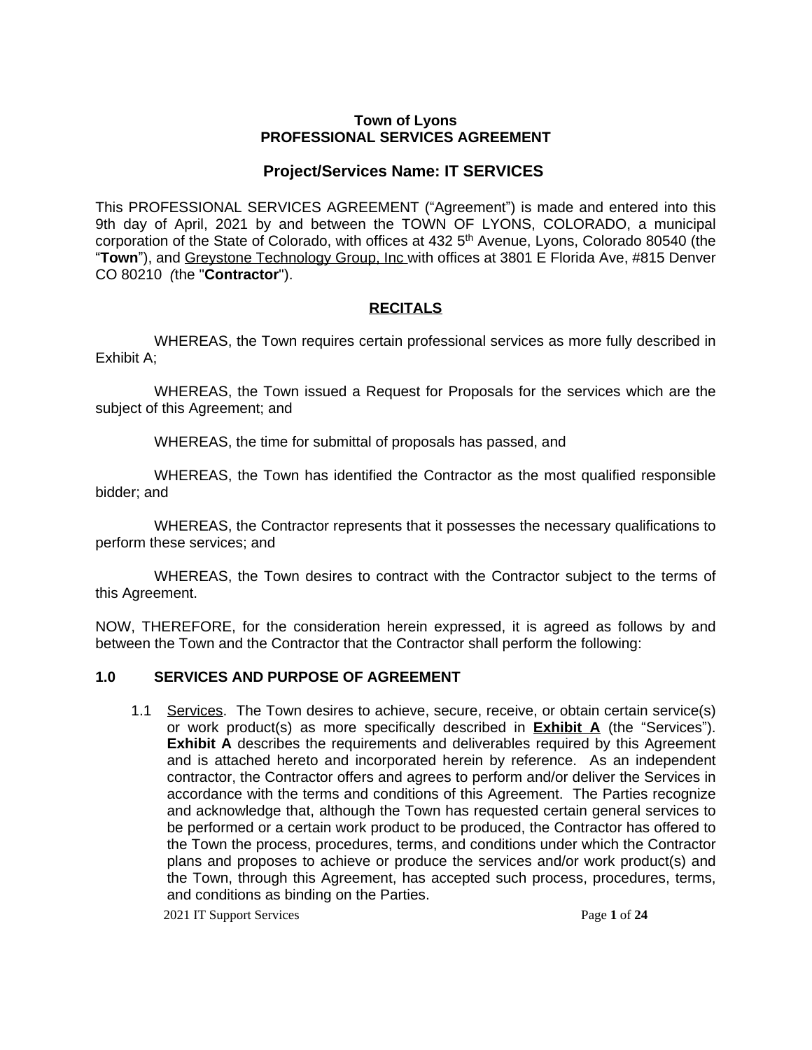**Town of Lyons**
**PROFESSIONAL SERVICES AGREEMENT**

## Project/Services Name: IT SERVICES

This PROFESSIONAL SERVICES AGREEMENT (“Agreement”) is made and entered into this 9th day of April, 2021 by and between the TOWN OF LYONS, COLORADO, a municipal corporation of the State of Colorado, with offices at 432 5th Avenue, Lyons, Colorado 80540 (the “**Town**”), and Greystone Technology Group, Inc with offices at 3801 E Florida Ave, #815 Denver CO 80210 *(*the "**Contractor**").

## RECITALS

WHEREAS, the Town requires certain professional services as more fully described in Exhibit A;

WHEREAS, the Town issued a Request for Proposals for the services which are the subject of this Agreement; and

WHEREAS, the time for submittal of proposals has passed, and

WHEREAS, the Town has identified the Contractor as the most qualified responsible bidder; and

WHEREAS, the Contractor represents that it possesses the necessary qualifications to perform these services; and

WHEREAS, the Town desires to contract with the Contractor subject to the terms of this Agreement.

NOW, THEREFORE, for the consideration herein expressed, it is agreed as follows by and between the Town and the Contractor that the Contractor shall perform the following:

### 1.0 SERVICES AND PURPOSE OF AGREEMENT

1.1 Services. The Town desires to achieve, secure, receive, or obtain certain service(s) or work product(s) as more specifically described in **Exhibit A** (the “Services”). **Exhibit A** describes the requirements and deliverables required by this Agreement and is attached hereto and incorporated herein by reference. As an independent contractor, the Contractor offers and agrees to perform and/or deliver the Services in accordance with the terms and conditions of this Agreement. The Parties recognize and acknowledge that, although the Town has requested certain general services to be performed or a certain work product to be produced, the Contractor has offered to the Town the process, procedures, terms, and conditions under which the Contractor plans and proposes to achieve or produce the services and/or work product(s) and the Town, through this Agreement, has accepted such process, procedures, terms, and conditions as binding on the Parties.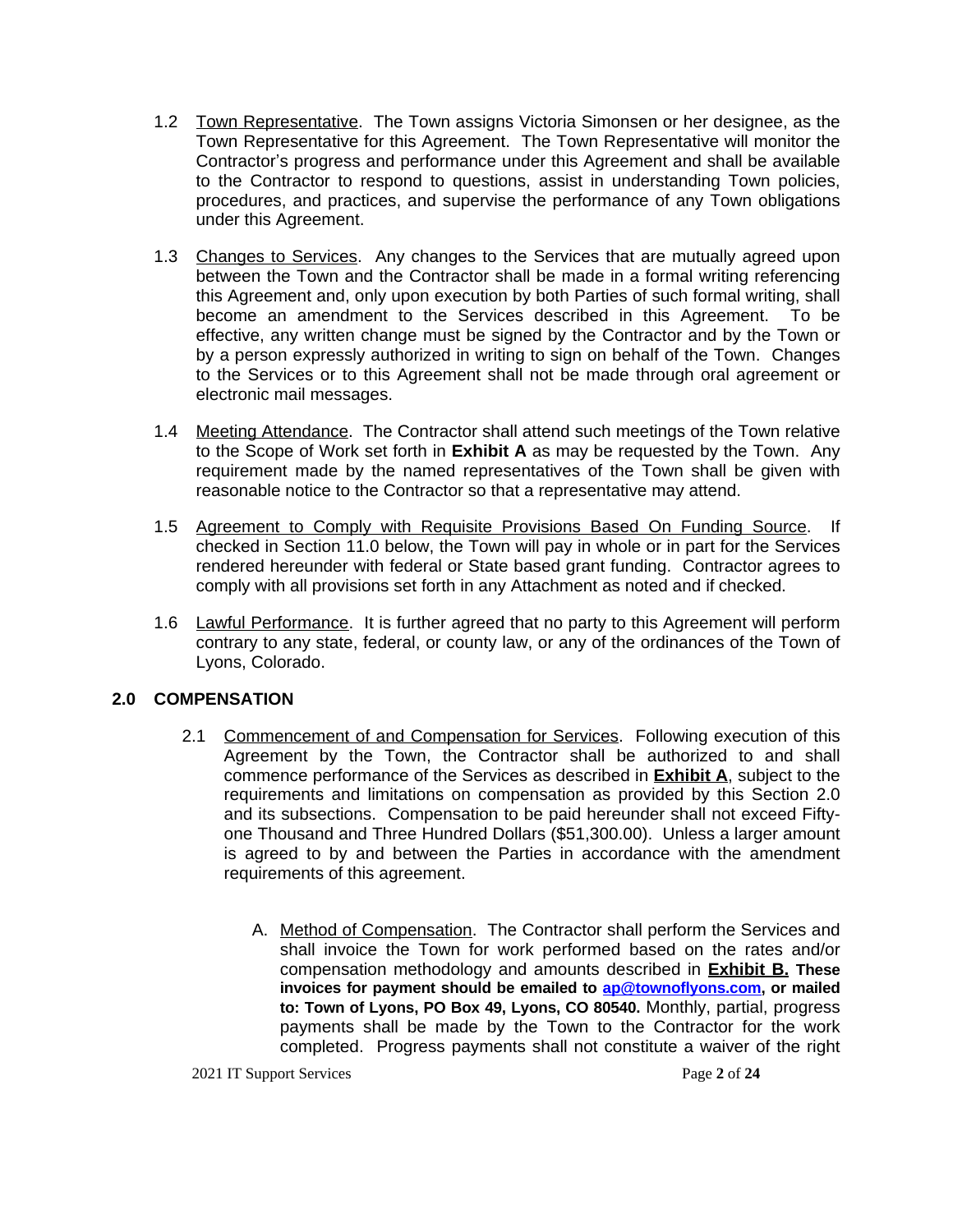1.2 Town Representative. The Town assigns Victoria Simonsen or her designee, as the Town Representative for this Agreement. The Town Representative will monitor the Contractor's progress and performance under this Agreement and shall be available to the Contractor to respond to questions, assist in understanding Town policies, procedures, and practices, and supervise the performance of any Town obligations under this Agreement.

1.3 Changes to Services. Any changes to the Services that are mutually agreed upon between the Town and the Contractor shall be made in a formal writing referencing this Agreement and, only upon execution by both Parties of such formal writing, shall become an amendment to the Services described in this Agreement. To be effective, any written change must be signed by the Contractor and by the Town or by a person expressly authorized in writing to sign on behalf of the Town. Changes to the Services or to this Agreement shall not be made through oral agreement or electronic mail messages.

1.4 Meeting Attendance. The Contractor shall attend such meetings of the Town relative to the Scope of Work set forth in **Exhibit A** as may be requested by the Town. Any requirement made by the named representatives of the Town shall be given with reasonable notice to the Contractor so that a representative may attend.

1.5 Agreement to Comply with Requisite Provisions Based On Funding Source. If checked in Section 11.0 below, the Town will pay in whole or in part for the Services rendered hereunder with federal or State based grant funding. Contractor agrees to comply with all provisions set forth in any Attachment as noted and if checked.

1.6 Lawful Performance. It is further agreed that no party to this Agreement will perform contrary to any state, federal, or county law, or any of the ordinances of the Town of Lyons, Colorado.

## 2.0 COMPENSATION

2.1 Commencement of and Compensation for Services. Following execution of this Agreement by the Town, the Contractor shall be authorized to and shall commence performance of the Services as described in **Exhibit A**, subject to the requirements and limitations on compensation as provided by this Section 2.0 and its subsections. Compensation to be paid hereunder shall not exceed Fifty-one Thousand and Three Hundred Dollars ($51,300.00). Unless a larger amount is agreed to by and between the Parties in accordance with the amendment requirements of this agreement.

A. Method of Compensation. The Contractor shall perform the Services and shall invoice the Town for work performed based on the rates and/or compensation methodology and amounts described in **Exhibit B.** **These invoices for payment should be emailed to ap@townoflyons.com, or mailed to: Town of Lyons, PO Box 49, Lyons, CO 80540.** Monthly, partial, progress payments shall be made by the Town to the Contractor for the work completed. Progress payments shall not constitute a waiver of the right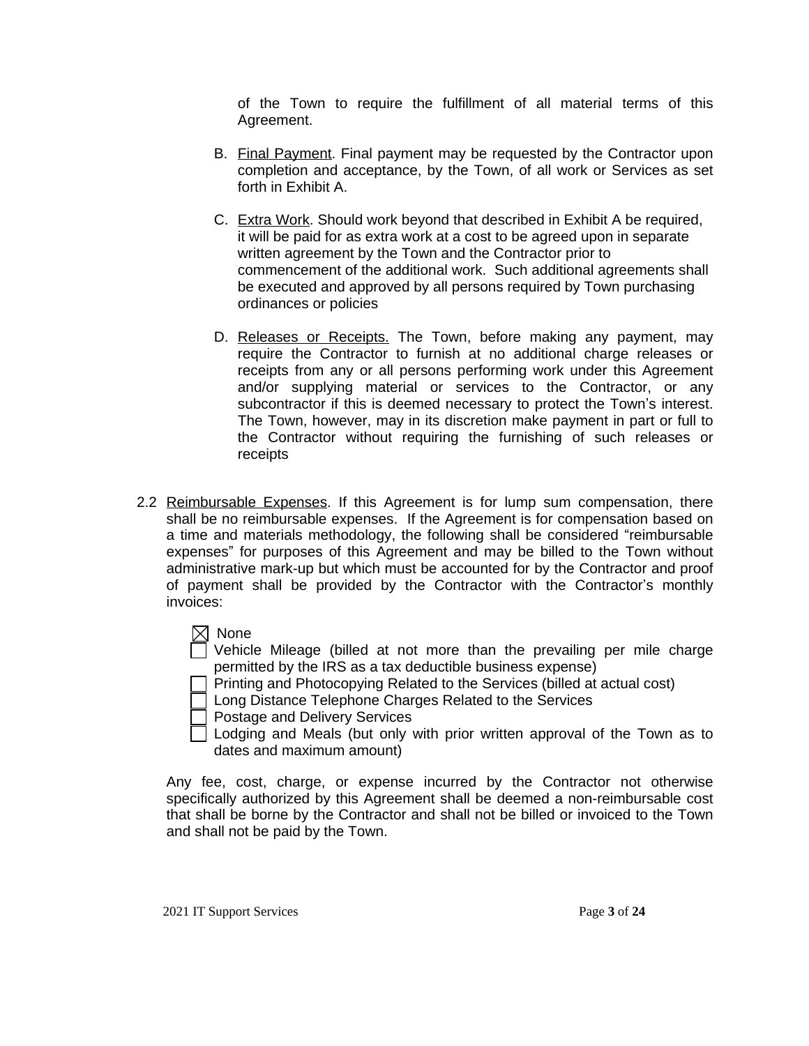of the Town to require the fulfillment of all material terms of this Agreement.

B. Final Payment. Final payment may be requested by the Contractor upon completion and acceptance, by the Town, of all work or Services as set forth in Exhibit A.

C. Extra Work. Should work beyond that described in Exhibit A be required, it will be paid for as extra work at a cost to be agreed upon in separate written agreement by the Town and the Contractor prior to commencement of the additional work. Such additional agreements shall be executed and approved by all persons required by Town purchasing ordinances or policies

D. Releases or Receipts. The Town, before making any payment, may require the Contractor to furnish at no additional charge releases or receipts from any or all persons performing work under this Agreement and/or supplying material or services to the Contractor, or any subcontractor if this is deemed necessary to protect the Town's interest. The Town, however, may in its discretion make payment in part or full to the Contractor without requiring the furnishing of such releases or receipts

2.2 Reimbursable Expenses. If this Agreement is for lump sum compensation, there shall be no reimbursable expenses. If the Agreement is for compensation based on a time and materials methodology, the following shall be considered "reimbursable expenses" for purposes of this Agreement and may be billed to the Town without administrative mark-up but which must be accounted for by the Contractor and proof of payment shall be provided by the Contractor with the Contractor's monthly invoices:

- [x] None
- [ ] Vehicle Mileage (billed at not more than the prevailing per mile charge permitted by the IRS as a tax deductible business expense)
- [ ] Printing and Photocopying Related to the Services (billed at actual cost)
- [ ] Long Distance Telephone Charges Related to the Services
- [ ] Postage and Delivery Services
- [ ] Lodging and Meals (but only with prior written approval of the Town as to dates and maximum amount)

Any fee, cost, charge, or expense incurred by the Contractor not otherwise specifically authorized by this Agreement shall be deemed a non-reimbursable cost that shall be borne by the Contractor and shall not be billed or invoiced to the Town and shall not be paid by the Town.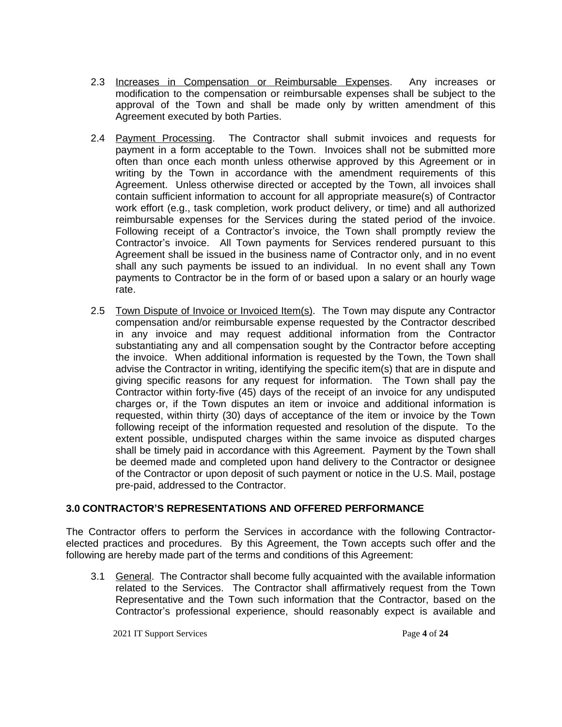2.3 Increases in Compensation or Reimbursable Expenses. Any increases or modification to the compensation or reimbursable expenses shall be subject to the approval of the Town and shall be made only by written amendment of this Agreement executed by both Parties.

2.4 Payment Processing. The Contractor shall submit invoices and requests for payment in a form acceptable to the Town. Invoices shall not be submitted more often than once each month unless otherwise approved by this Agreement or in writing by the Town in accordance with the amendment requirements of this Agreement. Unless otherwise directed or accepted by the Town, all invoices shall contain sufficient information to account for all appropriate measure(s) of Contractor work effort (e.g., task completion, work product delivery, or time) and all authorized reimbursable expenses for the Services during the stated period of the invoice. Following receipt of a Contractor's invoice, the Town shall promptly review the Contractor's invoice. All Town payments for Services rendered pursuant to this Agreement shall be issued in the business name of Contractor only, and in no event shall any such payments be issued to an individual. In no event shall any Town payments to Contractor be in the form of or based upon a salary or an hourly wage rate.

2.5 Town Dispute of Invoice or Invoiced Item(s). The Town may dispute any Contractor compensation and/or reimbursable expense requested by the Contractor described in any invoice and may request additional information from the Contractor substantiating any and all compensation sought by the Contractor before accepting the invoice. When additional information is requested by the Town, the Town shall advise the Contractor in writing, identifying the specific item(s) that are in dispute and giving specific reasons for any request for information. The Town shall pay the Contractor within forty-five (45) days of the receipt of an invoice for any undisputed charges or, if the Town disputes an item or invoice and additional information is requested, within thirty (30) days of acceptance of the item or invoice by the Town following receipt of the information requested and resolution of the dispute. To the extent possible, undisputed charges within the same invoice as disputed charges shall be timely paid in accordance with this Agreement. Payment by the Town shall be deemed made and completed upon hand delivery to the Contractor or designee of the Contractor or upon deposit of such payment or notice in the U.S. Mail, postage pre-paid, addressed to the Contractor.

## 3.0 CONTRACTOR'S REPRESENTATIONS AND OFFERED PERFORMANCE

The Contractor offers to perform the Services in accordance with the following Contractor-elected practices and procedures. By this Agreement, the Town accepts such offer and the following are hereby made part of the terms and conditions of this Agreement:

3.1 General. The Contractor shall become fully acquainted with the available information related to the Services. The Contractor shall affirmatively request from the Town Representative and the Town such information that the Contractor, based on the Contractor's professional experience, should reasonably expect is available and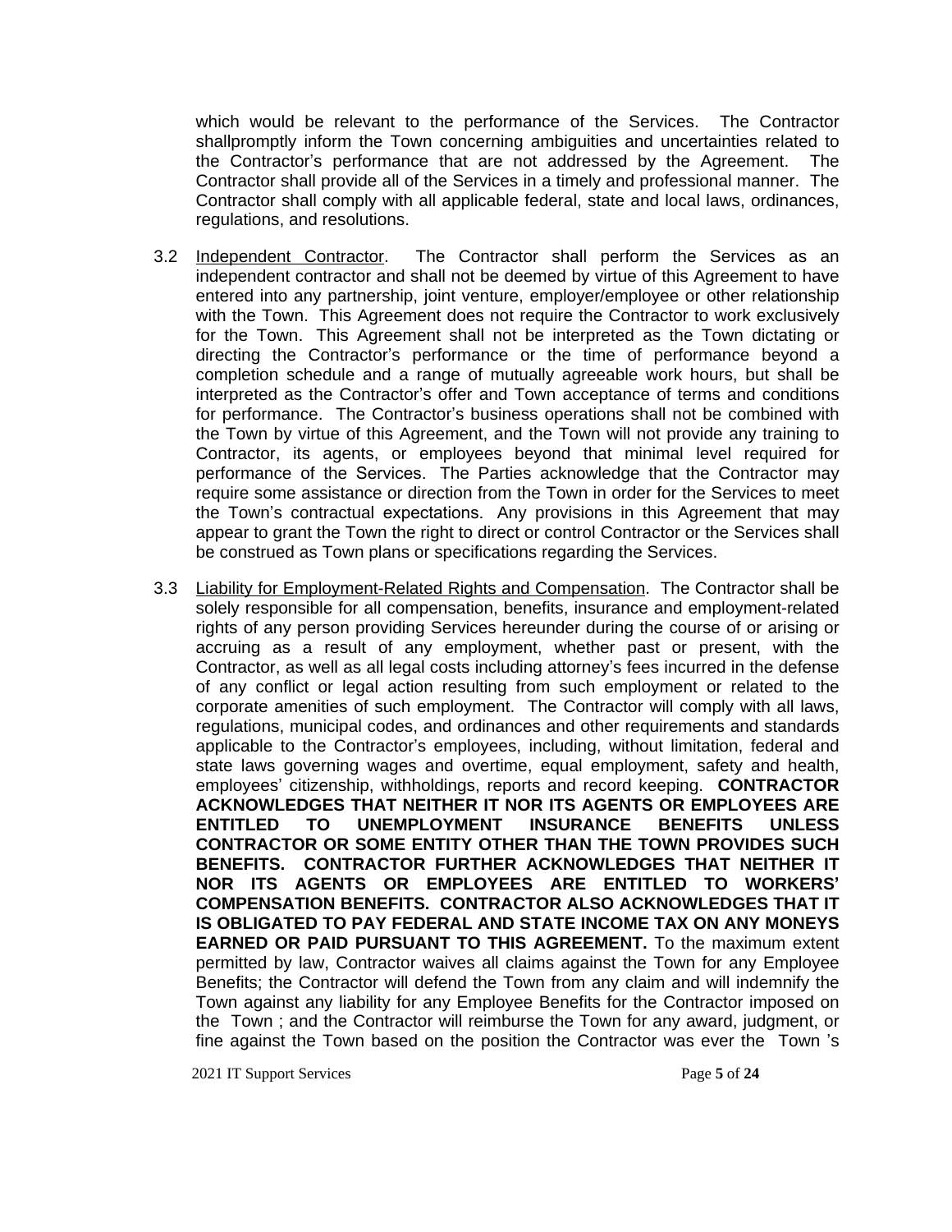which would be relevant to the performance of the Services. The Contractor shallpromptly inform the Town concerning ambiguities and uncertainties related to the Contractor's performance that are not addressed by the Agreement. The Contractor shall provide all of the Services in a timely and professional manner. The Contractor shall comply with all applicable federal, state and local laws, ordinances, regulations, and resolutions.

3.2 Independent Contractor. The Contractor shall perform the Services as an independent contractor and shall not be deemed by virtue of this Agreement to have entered into any partnership, joint venture, employer/employee or other relationship with the Town. This Agreement does not require the Contractor to work exclusively for the Town. This Agreement shall not be interpreted as the Town dictating or directing the Contractor's performance or the time of performance beyond a completion schedule and a range of mutually agreeable work hours, but shall be interpreted as the Contractor's offer and Town acceptance of terms and conditions for performance. The Contractor's business operations shall not be combined with the Town by virtue of this Agreement, and the Town will not provide any training to Contractor, its agents, or employees beyond that minimal level required for performance of the Services. The Parties acknowledge that the Contractor may require some assistance or direction from the Town in order for the Services to meet the Town's contractual expectations. Any provisions in this Agreement that may appear to grant the Town the right to direct or control Contractor or the Services shall be construed as Town plans or specifications regarding the Services.

3.3 Liability for Employment-Related Rights and Compensation. The Contractor shall be solely responsible for all compensation, benefits, insurance and employment-related rights of any person providing Services hereunder during the course of or arising or accruing as a result of any employment, whether past or present, with the Contractor, as well as all legal costs including attorney's fees incurred in the defense of any conflict or legal action resulting from such employment or related to the corporate amenities of such employment. The Contractor will comply with all laws, regulations, municipal codes, and ordinances and other requirements and standards applicable to the Contractor's employees, including, without limitation, federal and state laws governing wages and overtime, equal employment, safety and health, employees' citizenship, withholdings, reports and record keeping. **CONTRACTOR ACKNOWLEDGES THAT NEITHER IT NOR ITS AGENTS OR EMPLOYEES ARE ENTITLED TO UNEMPLOYMENT INSURANCE BENEFITS UNLESS CONTRACTOR OR SOME ENTITY OTHER THAN THE TOWN PROVIDES SUCH BENEFITS. CONTRACTOR FURTHER ACKNOWLEDGES THAT NEITHER IT NOR ITS AGENTS OR EMPLOYEES ARE ENTITLED TO WORKERS' COMPENSATION BENEFITS. CONTRACTOR ALSO ACKNOWLEDGES THAT IT IS OBLIGATED TO PAY FEDERAL AND STATE INCOME TAX ON ANY MONEYS EARNED OR PAID PURSUANT TO THIS AGREEMENT.** To the maximum extent permitted by law, Contractor waives all claims against the Town for any Employee Benefits; the Contractor will defend the Town from any claim and will indemnify the Town against any liability for any Employee Benefits for the Contractor imposed on the Town ; and the Contractor will reimburse the Town for any award, judgment, or fine against the Town based on the position the Contractor was ever the Town 's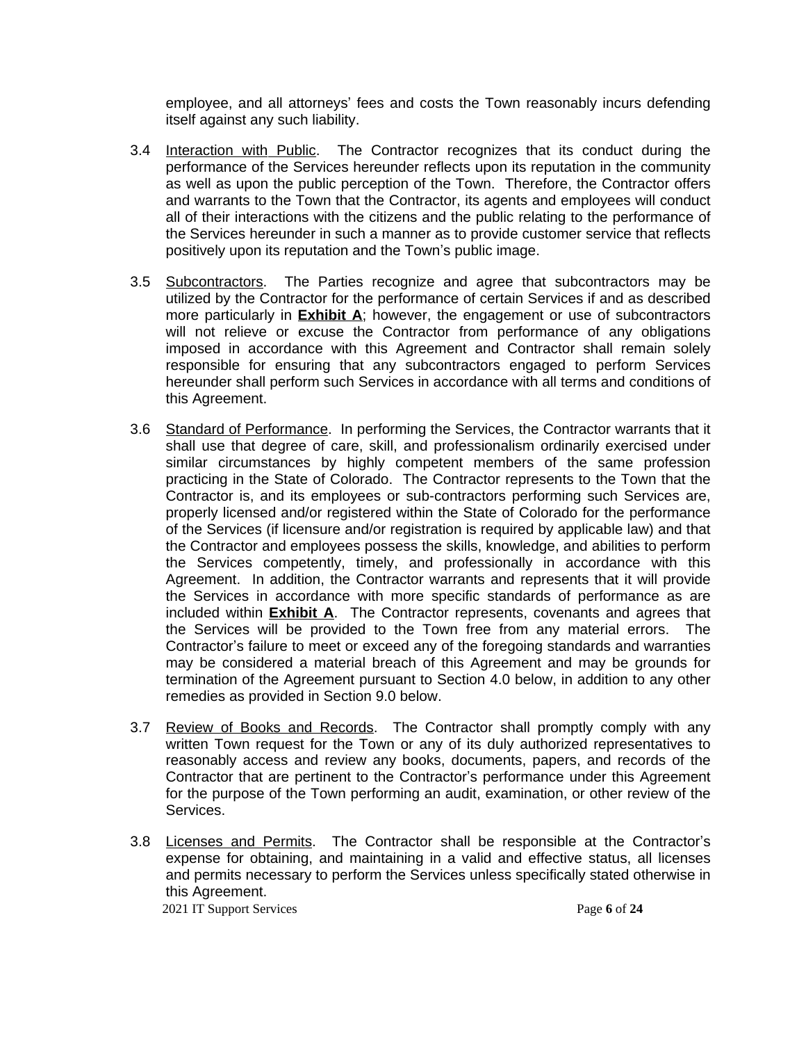employee, and all attorneys' fees and costs the Town reasonably incurs defending itself against any such liability.

3.4 Interaction with Public. The Contractor recognizes that its conduct during the performance of the Services hereunder reflects upon its reputation in the community as well as upon the public perception of the Town. Therefore, the Contractor offers and warrants to the Town that the Contractor, its agents and employees will conduct all of their interactions with the citizens and the public relating to the performance of the Services hereunder in such a manner as to provide customer service that reflects positively upon its reputation and the Town's public image.

3.5 Subcontractors. The Parties recognize and agree that subcontractors may be utilized by the Contractor for the performance of certain Services if and as described more particularly in **Exhibit A**; however, the engagement or use of subcontractors will not relieve or excuse the Contractor from performance of any obligations imposed in accordance with this Agreement and Contractor shall remain solely responsible for ensuring that any subcontractors engaged to perform Services hereunder shall perform such Services in accordance with all terms and conditions of this Agreement.

3.6 Standard of Performance. In performing the Services, the Contractor warrants that it shall use that degree of care, skill, and professionalism ordinarily exercised under similar circumstances by highly competent members of the same profession practicing in the State of Colorado. The Contractor represents to the Town that the Contractor is, and its employees or sub-contractors performing such Services are, properly licensed and/or registered within the State of Colorado for the performance of the Services (if licensure and/or registration is required by applicable law) and that the Contractor and employees possess the skills, knowledge, and abilities to perform the Services competently, timely, and professionally in accordance with this Agreement. In addition, the Contractor warrants and represents that it will provide the Services in accordance with more specific standards of performance as are included within **Exhibit A**. The Contractor represents, covenants and agrees that the Services will be provided to the Town free from any material errors. The Contractor's failure to meet or exceed any of the foregoing standards and warranties may be considered a material breach of this Agreement and may be grounds for termination of the Agreement pursuant to Section 4.0 below, in addition to any other remedies as provided in Section 9.0 below.

3.7 Review of Books and Records. The Contractor shall promptly comply with any written Town request for the Town or any of its duly authorized representatives to reasonably access and review any books, documents, papers, and records of the Contractor that are pertinent to the Contractor's performance under this Agreement for the purpose of the Town performing an audit, examination, or other review of the Services.

3.8 Licenses and Permits. The Contractor shall be responsible at the Contractor's expense for obtaining, and maintaining in a valid and effective status, all licenses and permits necessary to perform the Services unless specifically stated otherwise in this Agreement.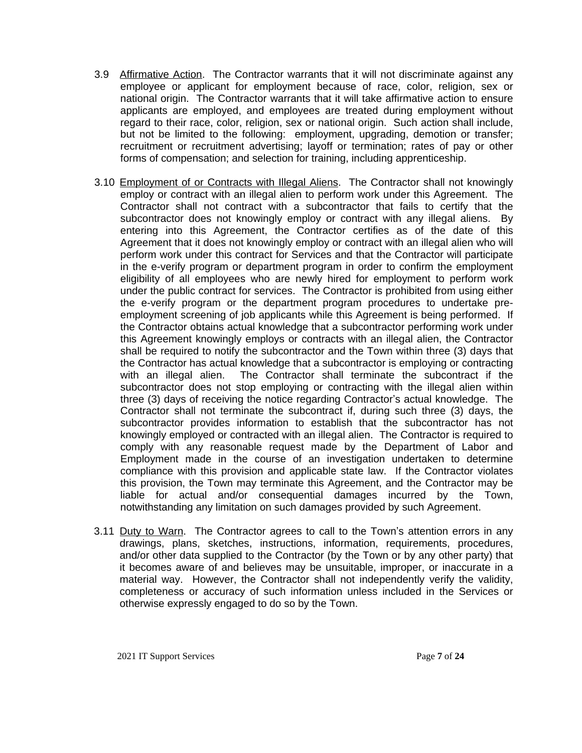3.9 Affirmative Action. The Contractor warrants that it will not discriminate against any employee or applicant for employment because of race, color, religion, sex or national origin. The Contractor warrants that it will take affirmative action to ensure applicants are employed, and employees are treated during employment without regard to their race, color, religion, sex or national origin. Such action shall include, but not be limited to the following: employment, upgrading, demotion or transfer; recruitment or recruitment advertising; layoff or termination; rates of pay or other forms of compensation; and selection for training, including apprenticeship.

3.10 Employment of or Contracts with Illegal Aliens. The Contractor shall not knowingly employ or contract with an illegal alien to perform work under this Agreement. The Contractor shall not contract with a subcontractor that fails to certify that the subcontractor does not knowingly employ or contract with any illegal aliens. By entering into this Agreement, the Contractor certifies as of the date of this Agreement that it does not knowingly employ or contract with an illegal alien who will perform work under this contract for Services and that the Contractor will participate in the e-verify program or department program in order to confirm the employment eligibility of all employees who are newly hired for employment to perform work under the public contract for services. The Contractor is prohibited from using either the e-verify program or the department program procedures to undertake pre-employment screening of job applicants while this Agreement is being performed. If the Contractor obtains actual knowledge that a subcontractor performing work under this Agreement knowingly employs or contracts with an illegal alien, the Contractor shall be required to notify the subcontractor and the Town within three (3) days that the Contractor has actual knowledge that a subcontractor is employing or contracting with an illegal alien. The Contractor shall terminate the subcontract if the subcontractor does not stop employing or contracting with the illegal alien within three (3) days of receiving the notice regarding Contractor's actual knowledge. The Contractor shall not terminate the subcontract if, during such three (3) days, the subcontractor provides information to establish that the subcontractor has not knowingly employed or contracted with an illegal alien. The Contractor is required to comply with any reasonable request made by the Department of Labor and Employment made in the course of an investigation undertaken to determine compliance with this provision and applicable state law. If the Contractor violates this provision, the Town may terminate this Agreement, and the Contractor may be liable for actual and/or consequential damages incurred by the Town, notwithstanding any limitation on such damages provided by such Agreement.

3.11 Duty to Warn. The Contractor agrees to call to the Town's attention errors in any drawings, plans, sketches, instructions, information, requirements, procedures, and/or other data supplied to the Contractor (by the Town or by any other party) that it becomes aware of and believes may be unsuitable, improper, or inaccurate in a material way. However, the Contractor shall not independently verify the validity, completeness or accuracy of such information unless included in the Services or otherwise expressly engaged to do so by the Town.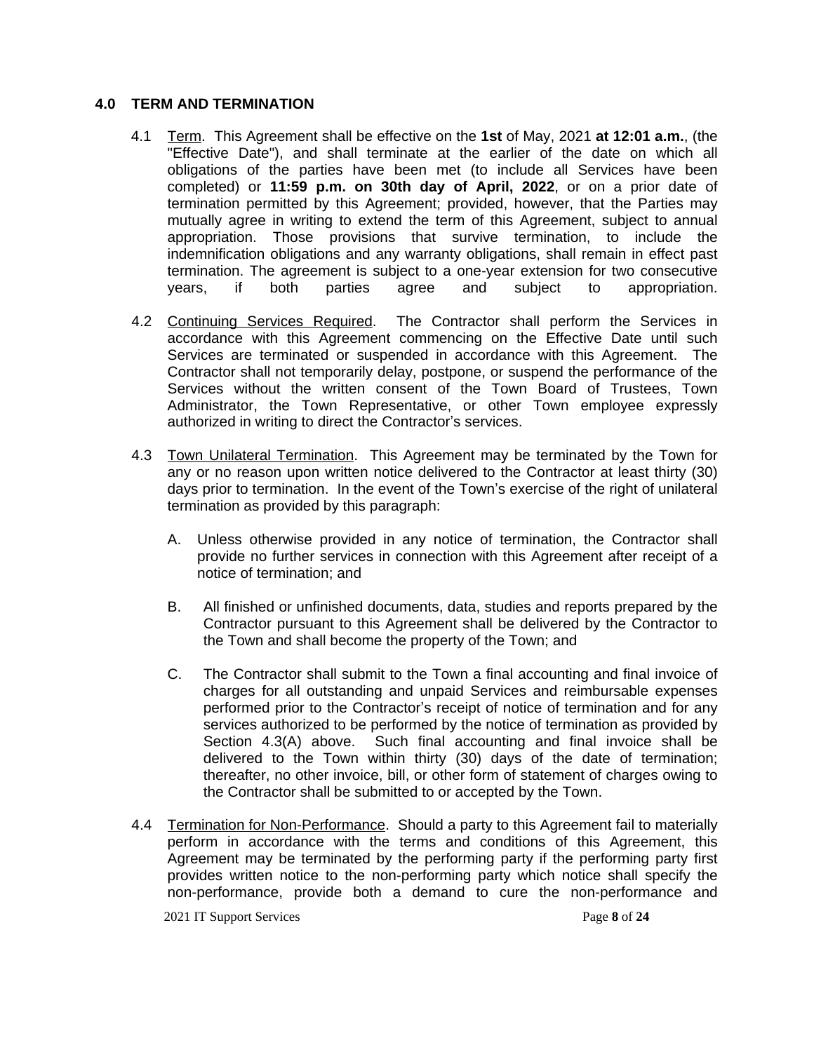## 4.0 TERM AND TERMINATION

4.1 Term. This Agreement shall be effective on the **1st** of May, 2021 **at 12:01 a.m.**, (the "Effective Date"), and shall terminate at the earlier of the date on which all obligations of the parties have been met (to include all Services have been completed) or **11:59 p.m. on 30th day of April, 2022**, or on a prior date of termination permitted by this Agreement; provided, however, that the Parties may mutually agree in writing to extend the term of this Agreement, subject to annual appropriation. Those provisions that survive termination, to include the indemnification obligations and any warranty obligations, shall remain in effect past termination. The agreement is subject to a one-year extension for two consecutive years, if both parties agree and subject to appropriation.

4.2 Continuing Services Required. The Contractor shall perform the Services in accordance with this Agreement commencing on the Effective Date until such Services are terminated or suspended in accordance with this Agreement. The Contractor shall not temporarily delay, postpone, or suspend the performance of the Services without the written consent of the Town Board of Trustees, Town Administrator, the Town Representative, or other Town employee expressly authorized in writing to direct the Contractor's services.

4.3 Town Unilateral Termination. This Agreement may be terminated by the Town for any or no reason upon written notice delivered to the Contractor at least thirty (30) days prior to termination. In the event of the Town's exercise of the right of unilateral termination as provided by this paragraph:

A. Unless otherwise provided in any notice of termination, the Contractor shall provide no further services in connection with this Agreement after receipt of a notice of termination; and

B. All finished or unfinished documents, data, studies and reports prepared by the Contractor pursuant to this Agreement shall be delivered by the Contractor to the Town and shall become the property of the Town; and

C. The Contractor shall submit to the Town a final accounting and final invoice of charges for all outstanding and unpaid Services and reimbursable expenses performed prior to the Contractor's receipt of notice of termination and for any services authorized to be performed by the notice of termination as provided by Section 4.3(A) above. Such final accounting and final invoice shall be delivered to the Town within thirty (30) days of the date of termination; thereafter, no other invoice, bill, or other form of statement of charges owing to the Contractor shall be submitted to or accepted by the Town.

4.4 Termination for Non-Performance. Should a party to this Agreement fail to materially perform in accordance with the terms and conditions of this Agreement, this Agreement may be terminated by the performing party if the performing party first provides written notice to the non-performing party which notice shall specify the non-performance, provide both a demand to cure the non-performance and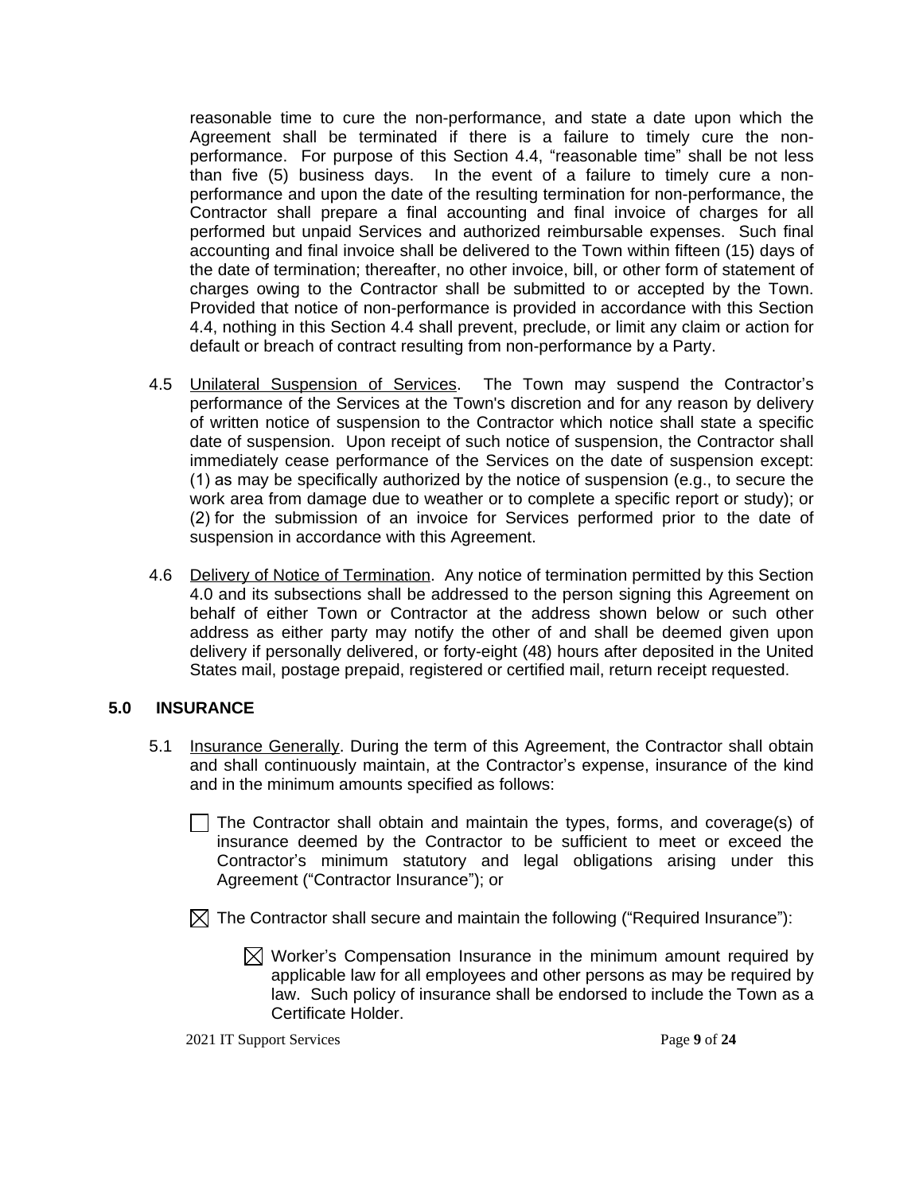reasonable time to cure the non-performance, and state a date upon which the Agreement shall be terminated if there is a failure to timely cure the non-performance. For purpose of this Section 4.4, "reasonable time" shall be not less than five (5) business days. In the event of a failure to timely cure a non-performance and upon the date of the resulting termination for non-performance, the Contractor shall prepare a final accounting and final invoice of charges for all performed but unpaid Services and authorized reimbursable expenses. Such final accounting and final invoice shall be delivered to the Town within fifteen (15) days of the date of termination; thereafter, no other invoice, bill, or other form of statement of charges owing to the Contractor shall be submitted to or accepted by the Town. Provided that notice of non-performance is provided in accordance with this Section 4.4, nothing in this Section 4.4 shall prevent, preclude, or limit any claim or action for default or breach of contract resulting from non-performance by a Party.

4.5 Unilateral Suspension of Services. The Town may suspend the Contractor's performance of the Services at the Town's discretion and for any reason by delivery of written notice of suspension to the Contractor which notice shall state a specific date of suspension. Upon receipt of such notice of suspension, the Contractor shall immediately cease performance of the Services on the date of suspension except: (1) as may be specifically authorized by the notice of suspension (e.g., to secure the work area from damage due to weather or to complete a specific report or study); or (2) for the submission of an invoice for Services performed prior to the date of suspension in accordance with this Agreement.

4.6 Delivery of Notice of Termination. Any notice of termination permitted by this Section 4.0 and its subsections shall be addressed to the person signing this Agreement on behalf of either Town or Contractor at the address shown below or such other address as either party may notify the other of and shall be deemed given upon delivery if personally delivered, or forty-eight (48) hours after deposited in the United States mail, postage prepaid, registered or certified mail, return receipt requested.

## 5.0 INSURANCE

5.1 Insurance Generally. During the term of this Agreement, the Contractor shall obtain and shall continuously maintain, at the Contractor's expense, insurance of the kind and in the minimum amounts specified as follows:

☐ The Contractor shall obtain and maintain the types, forms, and coverage(s) of insurance deemed by the Contractor to be sufficient to meet or exceed the Contractor's minimum statutory and legal obligations arising under this Agreement ("Contractor Insurance"); or

☒ The Contractor shall secure and maintain the following ("Required Insurance"):

☒ Worker's Compensation Insurance in the minimum amount required by applicable law for all employees and other persons as may be required by law. Such policy of insurance shall be endorsed to include the Town as a Certificate Holder.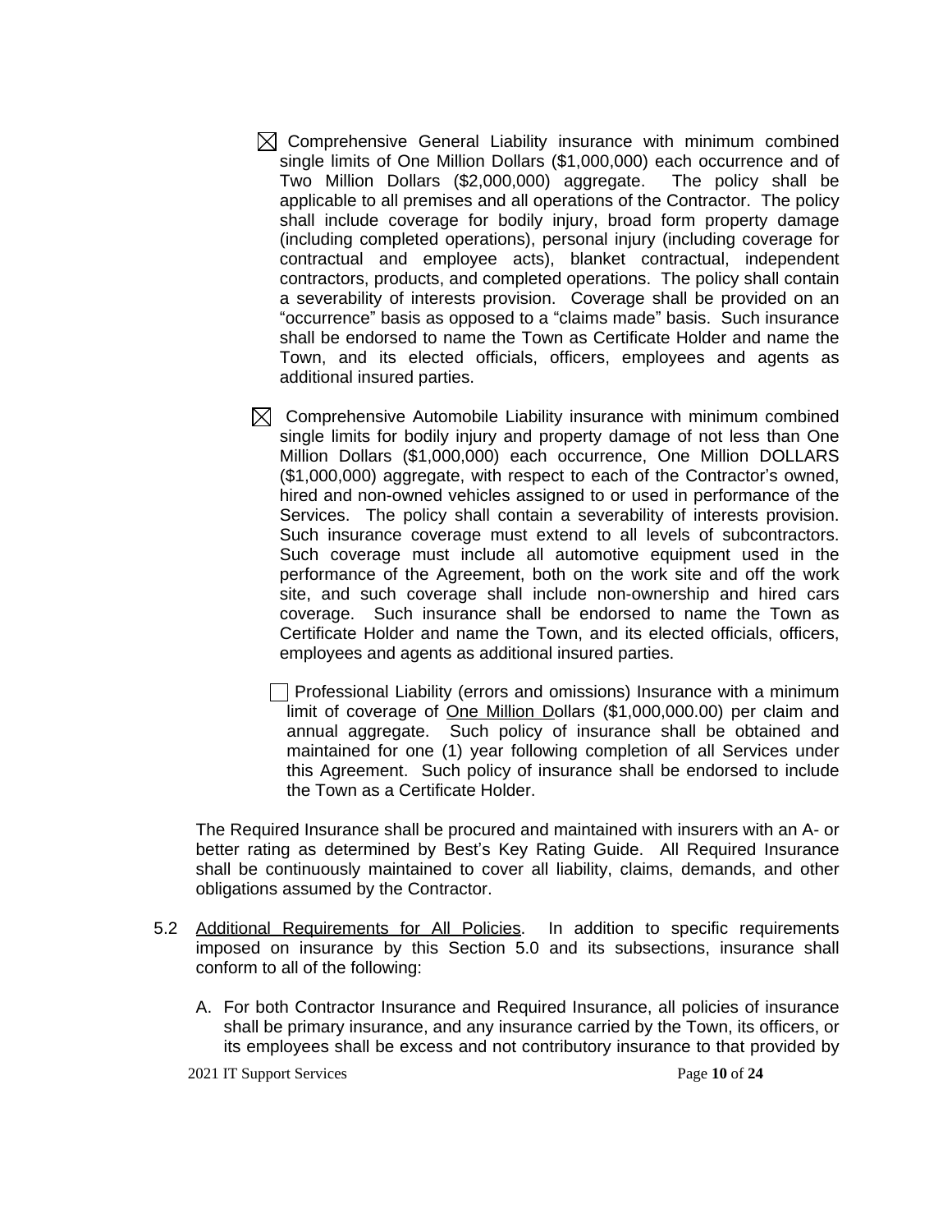☒ Comprehensive General Liability insurance with minimum combined single limits of One Million Dollars ($1,000,000) each occurrence and of Two Million Dollars ($2,000,000) aggregate. The policy shall be applicable to all premises and all operations of the Contractor. The policy shall include coverage for bodily injury, broad form property damage (including completed operations), personal injury (including coverage for contractual and employee acts), blanket contractual, independent contractors, products, and completed operations. The policy shall contain a severability of interests provision. Coverage shall be provided on an "occurrence" basis as opposed to a "claims made" basis. Such insurance shall be endorsed to name the Town as Certificate Holder and name the Town, and its elected officials, officers, employees and agents as additional insured parties.

☒ Comprehensive Automobile Liability insurance with minimum combined single limits for bodily injury and property damage of not less than One Million Dollars ($1,000,000) each occurrence, One Million DOLLARS ($1,000,000) aggregate, with respect to each of the Contractor's owned, hired and non-owned vehicles assigned to or used in performance of the Services. The policy shall contain a severability of interests provision. Such insurance coverage must extend to all levels of subcontractors. Such coverage must include all automotive equipment used in the performance of the Agreement, both on the work site and off the work site, and such coverage shall include non-ownership and hired cars coverage. Such insurance shall be endorsed to name the Town as Certificate Holder and name the Town, and its elected officials, officers, employees and agents as additional insured parties.

☐ Professional Liability (errors and omissions) Insurance with a minimum limit of coverage of <u>One Million D</u>ollars ($1,000,000.00) per claim and annual aggregate. Such policy of insurance shall be obtained and maintained for one (1) year following completion of all Services under this Agreement. Such policy of insurance shall be endorsed to include the Town as a Certificate Holder.

The Required Insurance shall be procured and maintained with insurers with an A- or better rating as determined by Best's Key Rating Guide. All Required Insurance shall be continuously maintained to cover all liability, claims, demands, and other obligations assumed by the Contractor.

5.2 <u>Additional Requirements for All Policies</u>. In addition to specific requirements imposed on insurance by this Section 5.0 and its subsections, insurance shall conform to all of the following:

A. For both Contractor Insurance and Required Insurance, all policies of insurance shall be primary insurance, and any insurance carried by the Town, its officers, or its employees shall be excess and not contributory insurance to that provided by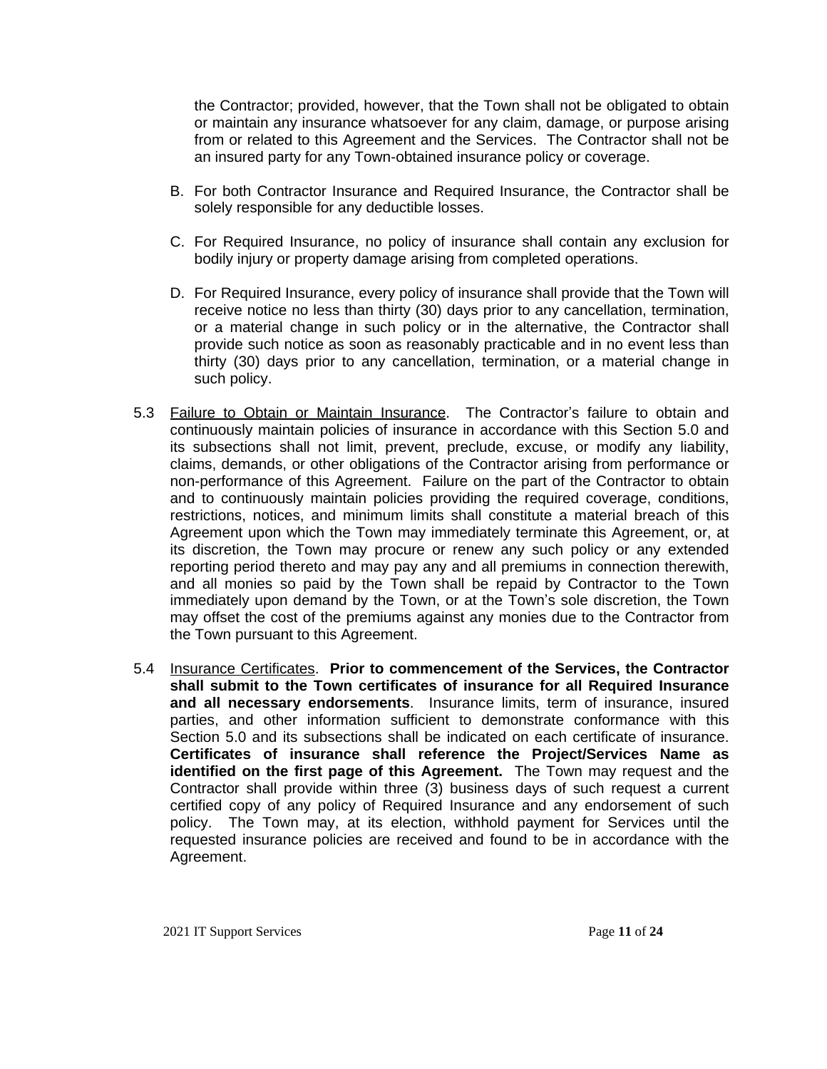the Contractor; provided, however, that the Town shall not be obligated to obtain or maintain any insurance whatsoever for any claim, damage, or purpose arising from or related to this Agreement and the Services. The Contractor shall not be an insured party for any Town-obtained insurance policy or coverage.

B. For both Contractor Insurance and Required Insurance, the Contractor shall be solely responsible for any deductible losses.

C. For Required Insurance, no policy of insurance shall contain any exclusion for bodily injury or property damage arising from completed operations.

D. For Required Insurance, every policy of insurance shall provide that the Town will receive notice no less than thirty (30) days prior to any cancellation, termination, or a material change in such policy or in the alternative, the Contractor shall provide such notice as soon as reasonably practicable and in no event less than thirty (30) days prior to any cancellation, termination, or a material change in such policy.

5.3 Failure to Obtain or Maintain Insurance. The Contractor's failure to obtain and continuously maintain policies of insurance in accordance with this Section 5.0 and its subsections shall not limit, prevent, preclude, excuse, or modify any liability, claims, demands, or other obligations of the Contractor arising from performance or non-performance of this Agreement. Failure on the part of the Contractor to obtain and to continuously maintain policies providing the required coverage, conditions, restrictions, notices, and minimum limits shall constitute a material breach of this Agreement upon which the Town may immediately terminate this Agreement, or, at its discretion, the Town may procure or renew any such policy or any extended reporting period thereto and may pay any and all premiums in connection therewith, and all monies so paid by the Town shall be repaid by Contractor to the Town immediately upon demand by the Town, or at the Town's sole discretion, the Town may offset the cost of the premiums against any monies due to the Contractor from the Town pursuant to this Agreement.

5.4 Insurance Certificates. **Prior to commencement of the Services, the Contractor shall submit to the Town certificates of insurance for all Required Insurance and all necessary endorsements**. Insurance limits, term of insurance, insured parties, and other information sufficient to demonstrate conformance with this Section 5.0 and its subsections shall be indicated on each certificate of insurance. **Certificates of insurance shall reference the Project/Services Name as identified on the first page of this Agreement.** The Town may request and the Contractor shall provide within three (3) business days of such request a current certified copy of any policy of Required Insurance and any endorsement of such policy. The Town may, at its election, withhold payment for Services until the requested insurance policies are received and found to be in accordance with the Agreement.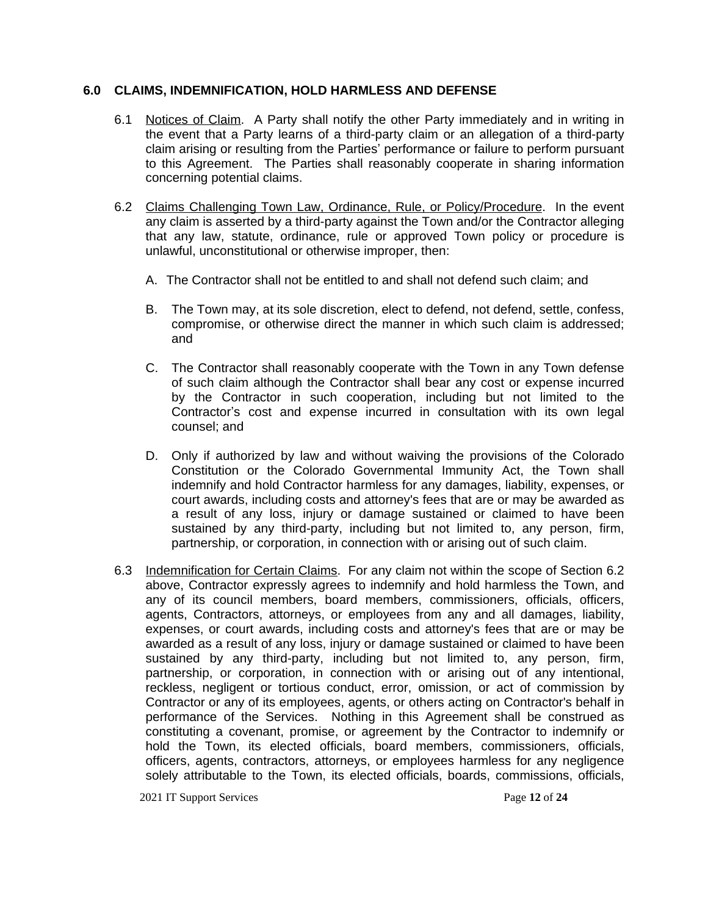## 6.0 CLAIMS, INDEMNIFICATION, HOLD HARMLESS AND DEFENSE

6.1 Notices of Claim. A Party shall notify the other Party immediately and in writing in the event that a Party learns of a third-party claim or an allegation of a third-party claim arising or resulting from the Parties' performance or failure to perform pursuant to this Agreement. The Parties shall reasonably cooperate in sharing information concerning potential claims.

6.2 Claims Challenging Town Law, Ordinance, Rule, or Policy/Procedure. In the event any claim is asserted by a third-party against the Town and/or the Contractor alleging that any law, statute, ordinance, rule or approved Town policy or procedure is unlawful, unconstitutional or otherwise improper, then:

A. The Contractor shall not be entitled to and shall not defend such claim; and

B. The Town may, at its sole discretion, elect to defend, not defend, settle, confess, compromise, or otherwise direct the manner in which such claim is addressed; and

C. The Contractor shall reasonably cooperate with the Town in any Town defense of such claim although the Contractor shall bear any cost or expense incurred by the Contractor in such cooperation, including but not limited to the Contractor's cost and expense incurred in consultation with its own legal counsel; and

D. Only if authorized by law and without waiving the provisions of the Colorado Constitution or the Colorado Governmental Immunity Act, the Town shall indemnify and hold Contractor harmless for any damages, liability, expenses, or court awards, including costs and attorney's fees that are or may be awarded as a result of any loss, injury or damage sustained or claimed to have been sustained by any third-party, including but not limited to, any person, firm, partnership, or corporation, in connection with or arising out of such claim.

6.3 Indemnification for Certain Claims. For any claim not within the scope of Section 6.2 above, Contractor expressly agrees to indemnify and hold harmless the Town, and any of its council members, board members, commissioners, officials, officers, agents, Contractors, attorneys, or employees from any and all damages, liability, expenses, or court awards, including costs and attorney's fees that are or may be awarded as a result of any loss, injury or damage sustained or claimed to have been sustained by any third-party, including but not limited to, any person, firm, partnership, or corporation, in connection with or arising out of any intentional, reckless, negligent or tortious conduct, error, omission, or act of commission by Contractor or any of its employees, agents, or others acting on Contractor's behalf in performance of the Services. Nothing in this Agreement shall be construed as constituting a covenant, promise, or agreement by the Contractor to indemnify or hold the Town, its elected officials, board members, commissioners, officials, officers, agents, contractors, attorneys, or employees harmless for any negligence solely attributable to the Town, its elected officials, boards, commissions, officials,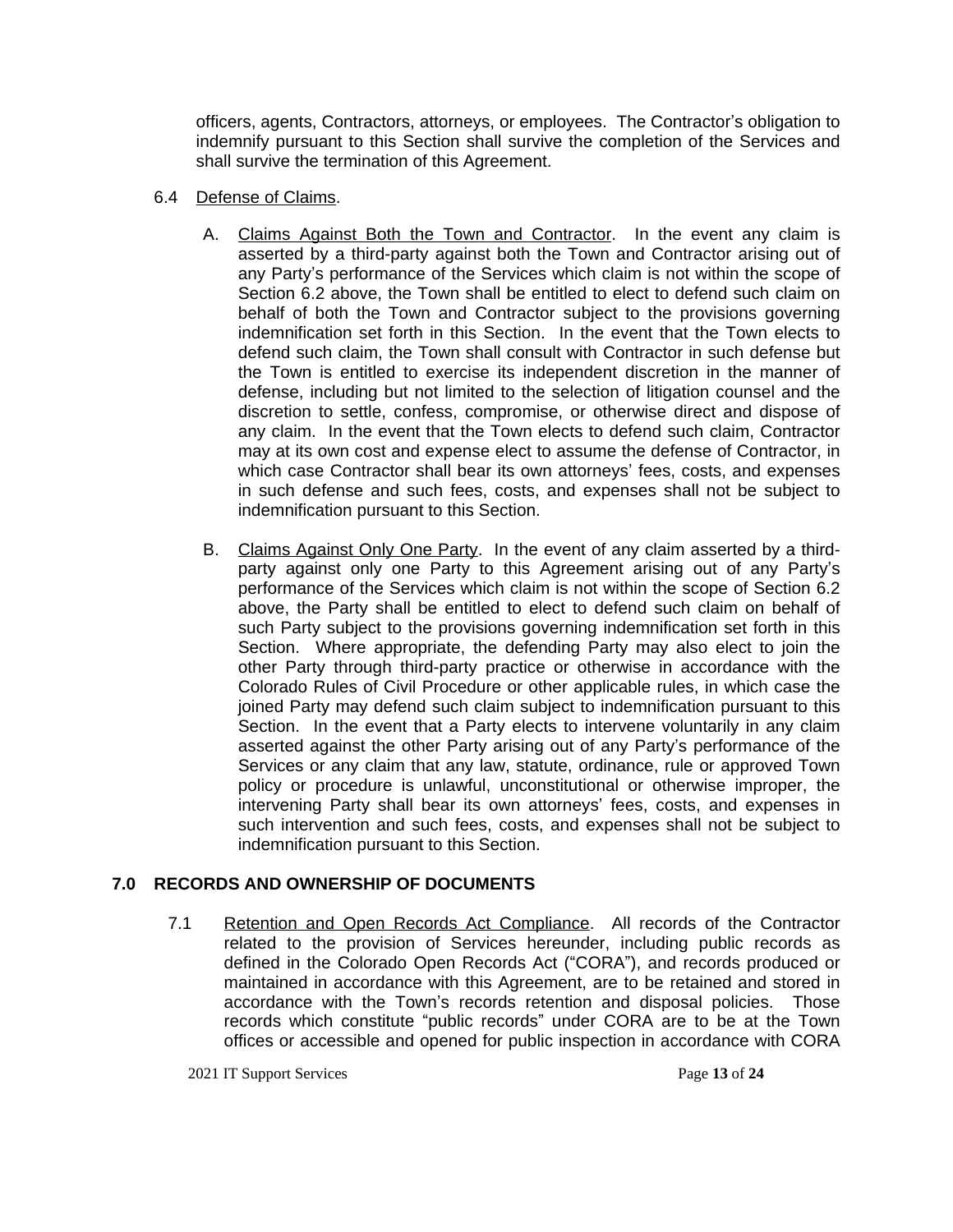officers, agents, Contractors, attorneys, or employees. The Contractor's obligation to indemnify pursuant to this Section shall survive the completion of the Services and shall survive the termination of this Agreement.

6.4 Defense of Claims.

A. Claims Against Both the Town and Contractor. In the event any claim is asserted by a third-party against both the Town and Contractor arising out of any Party's performance of the Services which claim is not within the scope of Section 6.2 above, the Town shall be entitled to elect to defend such claim on behalf of both the Town and Contractor subject to the provisions governing indemnification set forth in this Section. In the event that the Town elects to defend such claim, the Town shall consult with Contractor in such defense but the Town is entitled to exercise its independent discretion in the manner of defense, including but not limited to the selection of litigation counsel and the discretion to settle, confess, compromise, or otherwise direct and dispose of any claim. In the event that the Town elects to defend such claim, Contractor may at its own cost and expense elect to assume the defense of Contractor, in which case Contractor shall bear its own attorneys' fees, costs, and expenses in such defense and such fees, costs, and expenses shall not be subject to indemnification pursuant to this Section.

B. Claims Against Only One Party. In the event of any claim asserted by a third-party against only one Party to this Agreement arising out of any Party's performance of the Services which claim is not within the scope of Section 6.2 above, the Party shall be entitled to elect to defend such claim on behalf of such Party subject to the provisions governing indemnification set forth in this Section. Where appropriate, the defending Party may also elect to join the other Party through third-party practice or otherwise in accordance with the Colorado Rules of Civil Procedure or other applicable rules, in which case the joined Party may defend such claim subject to indemnification pursuant to this Section. In the event that a Party elects to intervene voluntarily in any claim asserted against the other Party arising out of any Party's performance of the Services or any claim that any law, statute, ordinance, rule or approved Town policy or procedure is unlawful, unconstitutional or otherwise improper, the intervening Party shall bear its own attorneys' fees, costs, and expenses in such intervention and such fees, costs, and expenses shall not be subject to indemnification pursuant to this Section.

## 7.0 RECORDS AND OWNERSHIP OF DOCUMENTS

7.1 Retention and Open Records Act Compliance. All records of the Contractor related to the provision of Services hereunder, including public records as defined in the Colorado Open Records Act ("CORA"), and records produced or maintained in accordance with this Agreement, are to be retained and stored in accordance with the Town's records retention and disposal policies. Those records which constitute "public records" under CORA are to be at the Town offices or accessible and opened for public inspection in accordance with CORA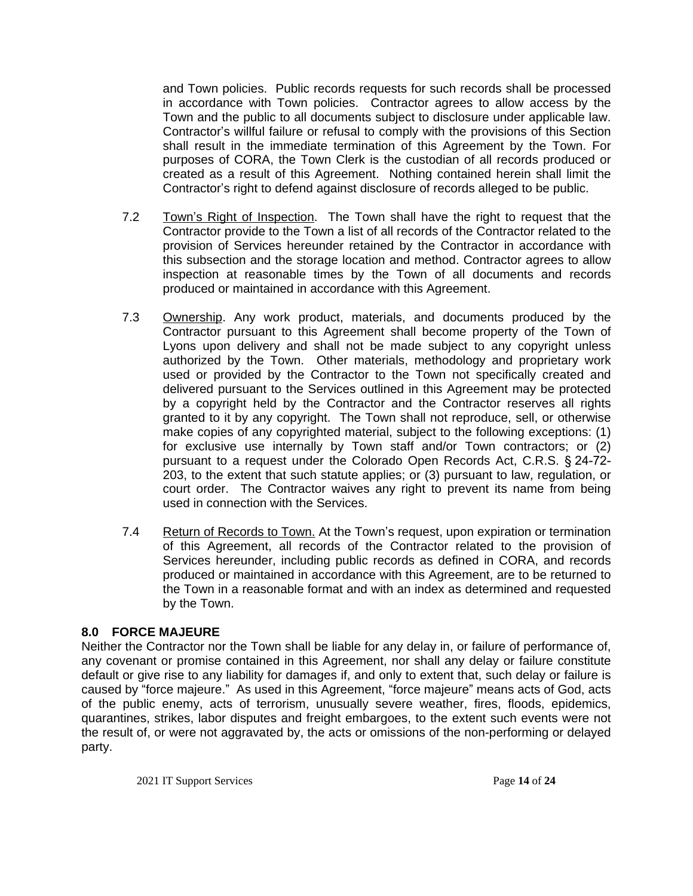and Town policies. Public records requests for such records shall be processed in accordance with Town policies. Contractor agrees to allow access by the Town and the public to all documents subject to disclosure under applicable law. Contractor's willful failure or refusal to comply with the provisions of this Section shall result in the immediate termination of this Agreement by the Town. For purposes of CORA, the Town Clerk is the custodian of all records produced or created as a result of this Agreement. Nothing contained herein shall limit the Contractor's right to defend against disclosure of records alleged to be public.

7.2 Town's Right of Inspection. The Town shall have the right to request that the Contractor provide to the Town a list of all records of the Contractor related to the provision of Services hereunder retained by the Contractor in accordance with this subsection and the storage location and method. Contractor agrees to allow inspection at reasonable times by the Town of all documents and records produced or maintained in accordance with this Agreement.

7.3 Ownership. Any work product, materials, and documents produced by the Contractor pursuant to this Agreement shall become property of the Town of Lyons upon delivery and shall not be made subject to any copyright unless authorized by the Town. Other materials, methodology and proprietary work used or provided by the Contractor to the Town not specifically created and delivered pursuant to the Services outlined in this Agreement may be protected by a copyright held by the Contractor and the Contractor reserves all rights granted to it by any copyright. The Town shall not reproduce, sell, or otherwise make copies of any copyrighted material, subject to the following exceptions: (1) for exclusive use internally by Town staff and/or Town contractors; or (2) pursuant to a request under the Colorado Open Records Act, C.R.S. § 24-72-203, to the extent that such statute applies; or (3) pursuant to law, regulation, or court order. The Contractor waives any right to prevent its name from being used in connection with the Services.

7.4 Return of Records to Town. At the Town's request, upon expiration or termination of this Agreement, all records of the Contractor related to the provision of Services hereunder, including public records as defined in CORA, and records produced or maintained in accordance with this Agreement, are to be returned to the Town in a reasonable format and with an index as determined and requested by the Town.

## 8.0 FORCE MAJEURE

Neither the Contractor nor the Town shall be liable for any delay in, or failure of performance of, any covenant or promise contained in this Agreement, nor shall any delay or failure constitute default or give rise to any liability for damages if, and only to extent that, such delay or failure is caused by "force majeure." As used in this Agreement, "force majeure" means acts of God, acts of the public enemy, acts of terrorism, unusually severe weather, fires, floods, epidemics, quarantines, strikes, labor disputes and freight embargoes, to the extent such events were not the result of, or were not aggravated by, the acts or omissions of the non-performing or delayed party.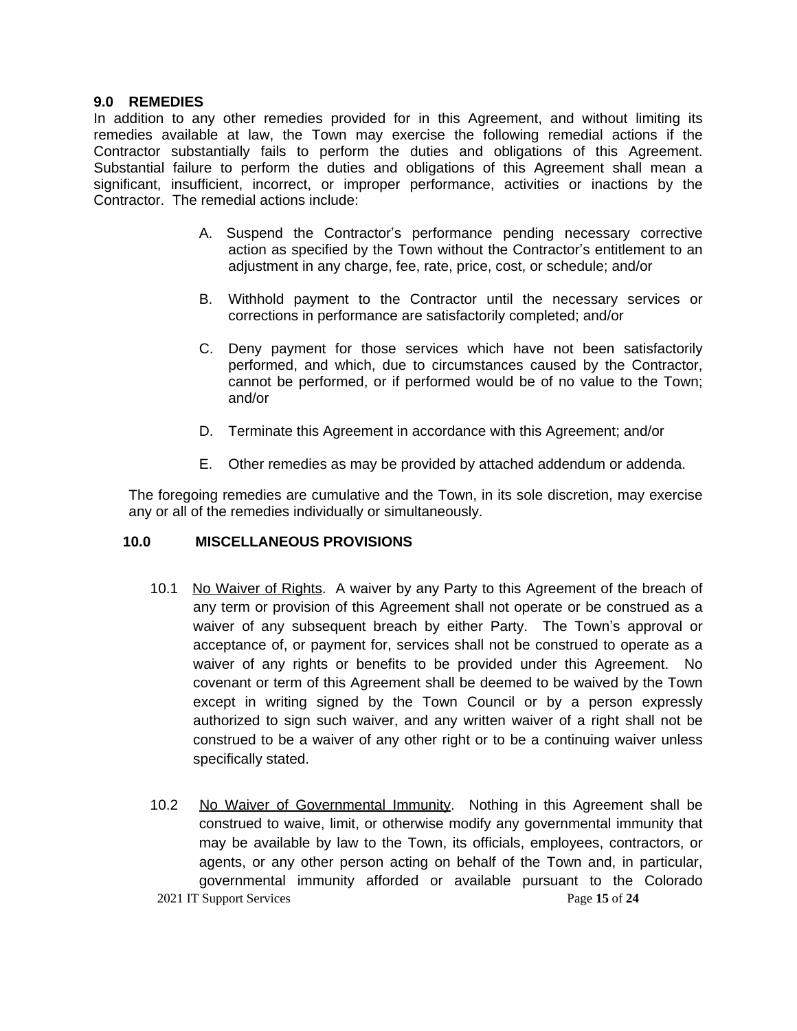## 9.0 REMEDIES

In addition to any other remedies provided for in this Agreement, and without limiting its remedies available at law, the Town may exercise the following remedial actions if the Contractor substantially fails to perform the duties and obligations of this Agreement. Substantial failure to perform the duties and obligations of this Agreement shall mean a significant, insufficient, incorrect, or improper performance, activities or inactions by the Contractor. The remedial actions include:

A. Suspend the Contractor's performance pending necessary corrective action as specified by the Town without the Contractor's entitlement to an adjustment in any charge, fee, rate, price, cost, or schedule; and/or

B. Withhold payment to the Contractor until the necessary services or corrections in performance are satisfactorily completed; and/or

C. Deny payment for those services which have not been satisfactorily performed, and which, due to circumstances caused by the Contractor, cannot be performed, or if performed would be of no value to the Town; and/or

D. Terminate this Agreement in accordance with this Agreement; and/or

E. Other remedies as may be provided by attached addendum or addenda.

The foregoing remedies are cumulative and the Town, in its sole discretion, may exercise any or all of the remedies individually or simultaneously.

## 10.0 MISCELLANEOUS PROVISIONS

10.1 No Waiver of Rights. A waiver by any Party to this Agreement of the breach of any term or provision of this Agreement shall not operate or be construed as a waiver of any subsequent breach by either Party. The Town's approval or acceptance of, or payment for, services shall not be construed to operate as a waiver of any rights or benefits to be provided under this Agreement. No covenant or term of this Agreement shall be deemed to be waived by the Town except in writing signed by the Town Council or by a person expressly authorized to sign such waiver, and any written waiver of a right shall not be construed to be a waiver of any other right or to be a continuing waiver unless specifically stated.

10.2 No Waiver of Governmental Immunity. Nothing in this Agreement shall be construed to waive, limit, or otherwise modify any governmental immunity that may be available by law to the Town, its officials, employees, contractors, or agents, or any other person acting on behalf of the Town and, in particular, governmental immunity afforded or available pursuant to the Colorado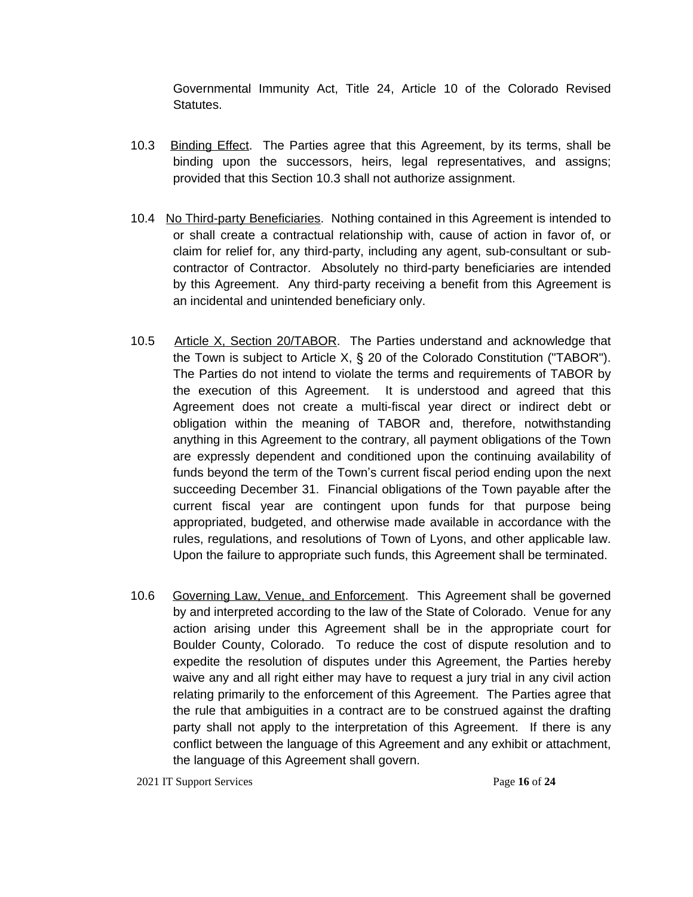Governmental Immunity Act, Title 24, Article 10 of the Colorado Revised Statutes.

10.3 Binding Effect. The Parties agree that this Agreement, by its terms, shall be binding upon the successors, heirs, legal representatives, and assigns; provided that this Section 10.3 shall not authorize assignment.

10.4 No Third-party Beneficiaries. Nothing contained in this Agreement is intended to or shall create a contractual relationship with, cause of action in favor of, or claim for relief for, any third-party, including any agent, sub-consultant or sub-contractor of Contractor. Absolutely no third-party beneficiaries are intended by this Agreement. Any third-party receiving a benefit from this Agreement is an incidental and unintended beneficiary only.

10.5 Article X, Section 20/TABOR. The Parties understand and acknowledge that the Town is subject to Article X, § 20 of the Colorado Constitution ("TABOR"). The Parties do not intend to violate the terms and requirements of TABOR by the execution of this Agreement. It is understood and agreed that this Agreement does not create a multi-fiscal year direct or indirect debt or obligation within the meaning of TABOR and, therefore, notwithstanding anything in this Agreement to the contrary, all payment obligations of the Town are expressly dependent and conditioned upon the continuing availability of funds beyond the term of the Town's current fiscal period ending upon the next succeeding December 31. Financial obligations of the Town payable after the current fiscal year are contingent upon funds for that purpose being appropriated, budgeted, and otherwise made available in accordance with the rules, regulations, and resolutions of Town of Lyons, and other applicable law. Upon the failure to appropriate such funds, this Agreement shall be terminated.

10.6 Governing Law, Venue, and Enforcement. This Agreement shall be governed by and interpreted according to the law of the State of Colorado. Venue for any action arising under this Agreement shall be in the appropriate court for Boulder County, Colorado. To reduce the cost of dispute resolution and to expedite the resolution of disputes under this Agreement, the Parties hereby waive any and all right either may have to request a jury trial in any civil action relating primarily to the enforcement of this Agreement. The Parties agree that the rule that ambiguities in a contract are to be construed against the drafting party shall not apply to the interpretation of this Agreement. If there is any conflict between the language of this Agreement and any exhibit or attachment, the language of this Agreement shall govern.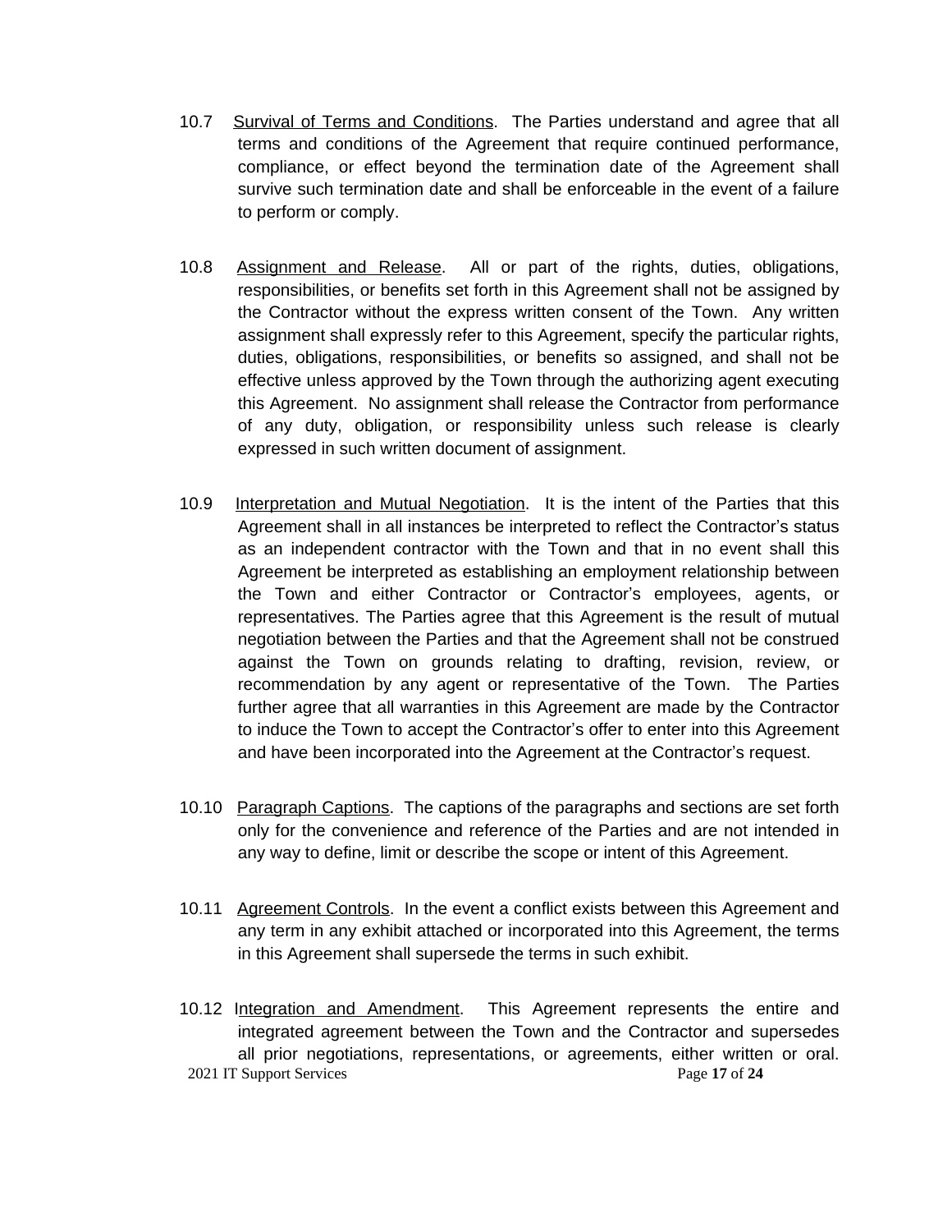10.7 Survival of Terms and Conditions. The Parties understand and agree that all terms and conditions of the Agreement that require continued performance, compliance, or effect beyond the termination date of the Agreement shall survive such termination date and shall be enforceable in the event of a failure to perform or comply.

10.8 Assignment and Release. All or part of the rights, duties, obligations, responsibilities, or benefits set forth in this Agreement shall not be assigned by the Contractor without the express written consent of the Town. Any written assignment shall expressly refer to this Agreement, specify the particular rights, duties, obligations, responsibilities, or benefits so assigned, and shall not be effective unless approved by the Town through the authorizing agent executing this Agreement. No assignment shall release the Contractor from performance of any duty, obligation, or responsibility unless such release is clearly expressed in such written document of assignment.

10.9 Interpretation and Mutual Negotiation. It is the intent of the Parties that this Agreement shall in all instances be interpreted to reflect the Contractor's status as an independent contractor with the Town and that in no event shall this Agreement be interpreted as establishing an employment relationship between the Town and either Contractor or Contractor's employees, agents, or representatives. The Parties agree that this Agreement is the result of mutual negotiation between the Parties and that the Agreement shall not be construed against the Town on grounds relating to drafting, revision, review, or recommendation by any agent or representative of the Town. The Parties further agree that all warranties in this Agreement are made by the Contractor to induce the Town to accept the Contractor's offer to enter into this Agreement and have been incorporated into the Agreement at the Contractor's request.

10.10 Paragraph Captions. The captions of the paragraphs and sections are set forth only for the convenience and reference of the Parties and are not intended in any way to define, limit or describe the scope or intent of this Agreement.

10.11 Agreement Controls. In the event a conflict exists between this Agreement and any term in any exhibit attached or incorporated into this Agreement, the terms in this Agreement shall supersede the terms in such exhibit.

10.12 Integration and Amendment. This Agreement represents the entire and integrated agreement between the Town and the Contractor and supersedes all prior negotiations, representations, or agreements, either written or oral.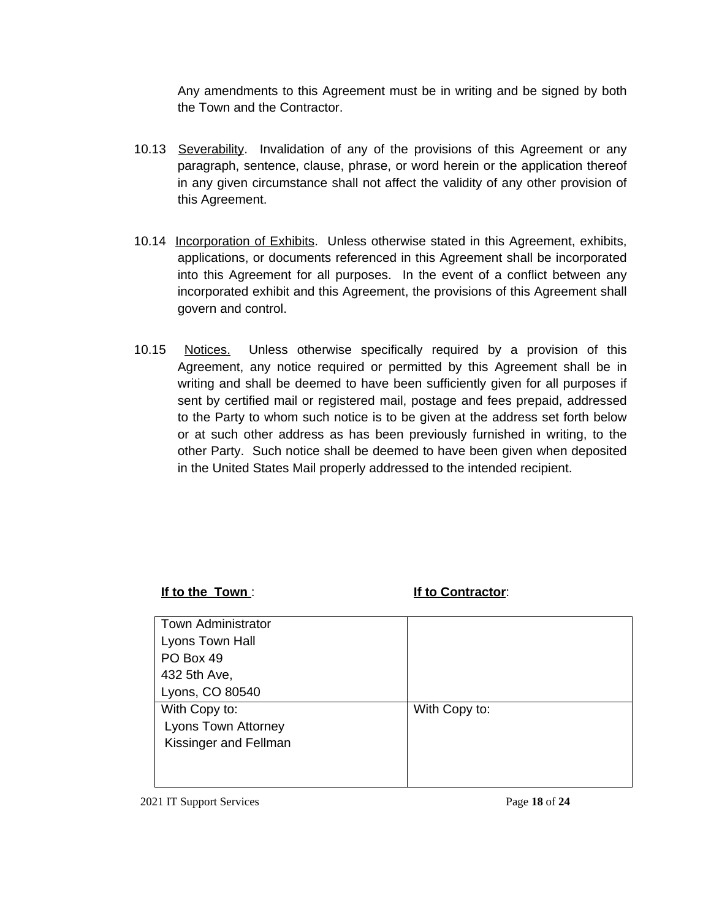Any amendments to this Agreement must be in writing and be signed by both the Town and the Contractor.

10.13 Severability. Invalidation of any of the provisions of this Agreement or any paragraph, sentence, clause, phrase, or word herein or the application thereof in any given circumstance shall not affect the validity of any other provision of this Agreement.

10.14 Incorporation of Exhibits. Unless otherwise stated in this Agreement, exhibits, applications, or documents referenced in this Agreement shall be incorporated into this Agreement for all purposes. In the event of a conflict between any incorporated exhibit and this Agreement, the provisions of this Agreement shall govern and control.

10.15 Notices. Unless otherwise specifically required by a provision of this Agreement, any notice required or permitted by this Agreement shall be in writing and shall be deemed to have been sufficiently given for all purposes if sent by certified mail or registered mail, postage and fees prepaid, addressed to the Party to whom such notice is to be given at the address set forth below or at such other address as has been previously furnished in writing, to the other Party. Such notice shall be deemed to have been given when deposited in the United States Mail properly addressed to the intended recipient.

| **If to the Town**: | **If to Contractor**: |
|---|---|
| Town Administrator<br>Lyons Town Hall<br>PO Box 49<br>432 5th Ave,<br>Lyons, CO 80540 | |
| With Copy to:<br>Lyons Town Attorney<br>Kissinger and Fellman | With Copy to: |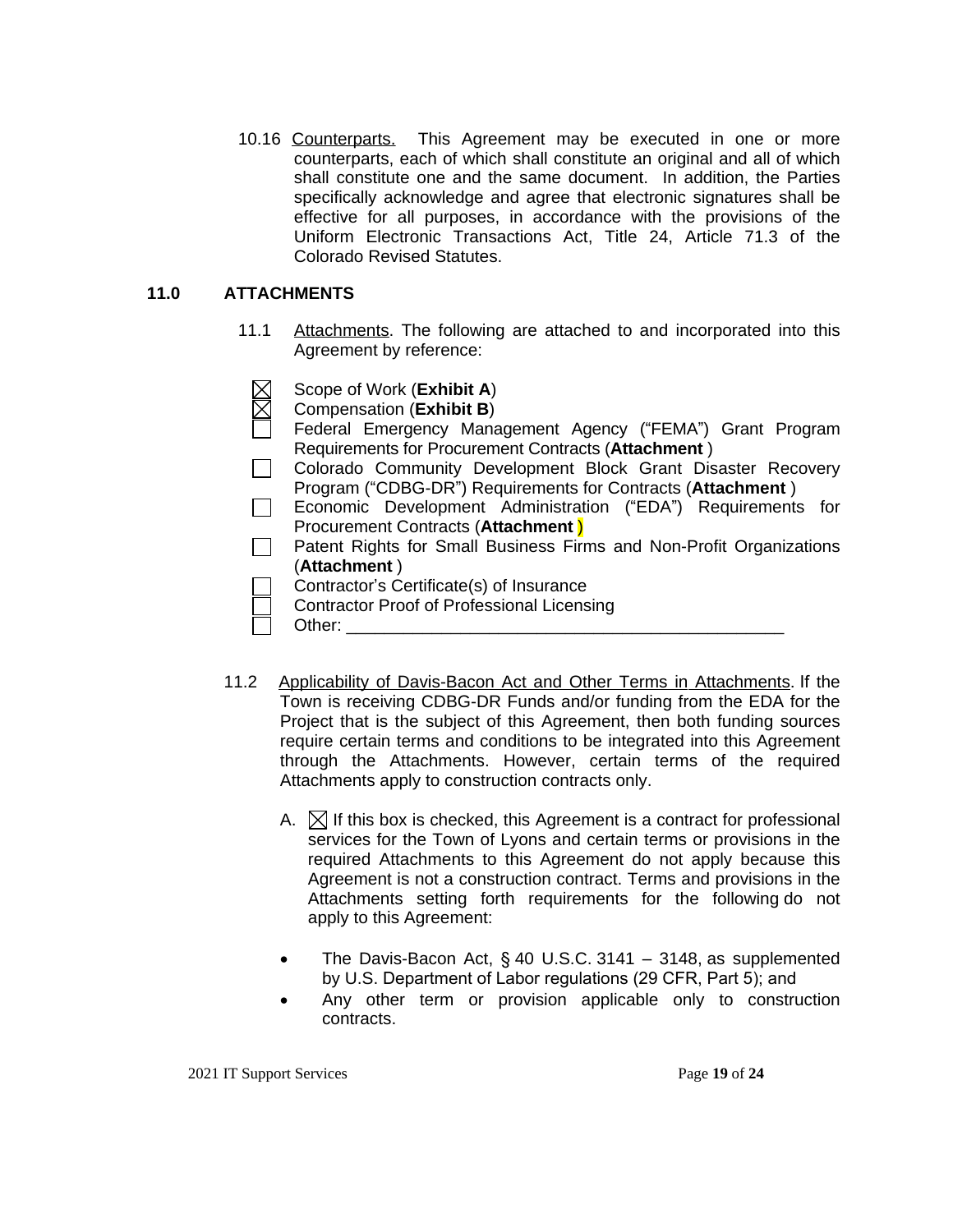10.16 Counterparts. This Agreement may be executed in one or more counterparts, each of which shall constitute an original and all of which shall constitute one and the same document. In addition, the Parties specifically acknowledge and agree that electronic signatures shall be effective for all purposes, in accordance with the provisions of the Uniform Electronic Transactions Act, Title 24, Article 71.3 of the Colorado Revised Statutes.

## 11.0 ATTACHMENTS

11.1 Attachments. The following are attached to and incorporated into this Agreement by reference:

- ☒ Scope of Work (**Exhibit A**)
- ☒ Compensation (**Exhibit B**)
- ☐ Federal Emergency Management Agency ("FEMA") Grant Program Requirements for Procurement Contracts (**Attachment** )
- ☐ Colorado Community Development Block Grant Disaster Recovery Program ("CDBG-DR") Requirements for Contracts (**Attachment** )
- ☐ Economic Development Administration ("EDA") Requirements for Procurement Contracts (**Attachment** )
- ☐ Patent Rights for Small Business Firms and Non-Profit Organizations (**Attachment** )
- ☐ Contractor's Certificate(s) of Insurance
- ☐ Contractor Proof of Professional Licensing
- ☐ Other: ________________________________________________

11.2 Applicability of Davis-Bacon Act and Other Terms in Attachments. If the Town is receiving CDBG-DR Funds and/or funding from the EDA for the Project that is the subject of this Agreement, then both funding sources require certain terms and conditions to be integrated into this Agreement through the Attachments. However, certain terms of the required Attachments apply to construction contracts only.

A. ☒ If this box is checked, this Agreement is a contract for professional services for the Town of Lyons and certain terms or provisions in the required Attachments to this Agreement do not apply because this Agreement is not a construction contract. Terms and provisions in the Attachments setting forth requirements for the following do not apply to this Agreement:

- The Davis-Bacon Act, § 40 U.S.C. 3141 – 3148, as supplemented by U.S. Department of Labor regulations (29 CFR, Part 5); and
- Any other term or provision applicable only to construction contracts.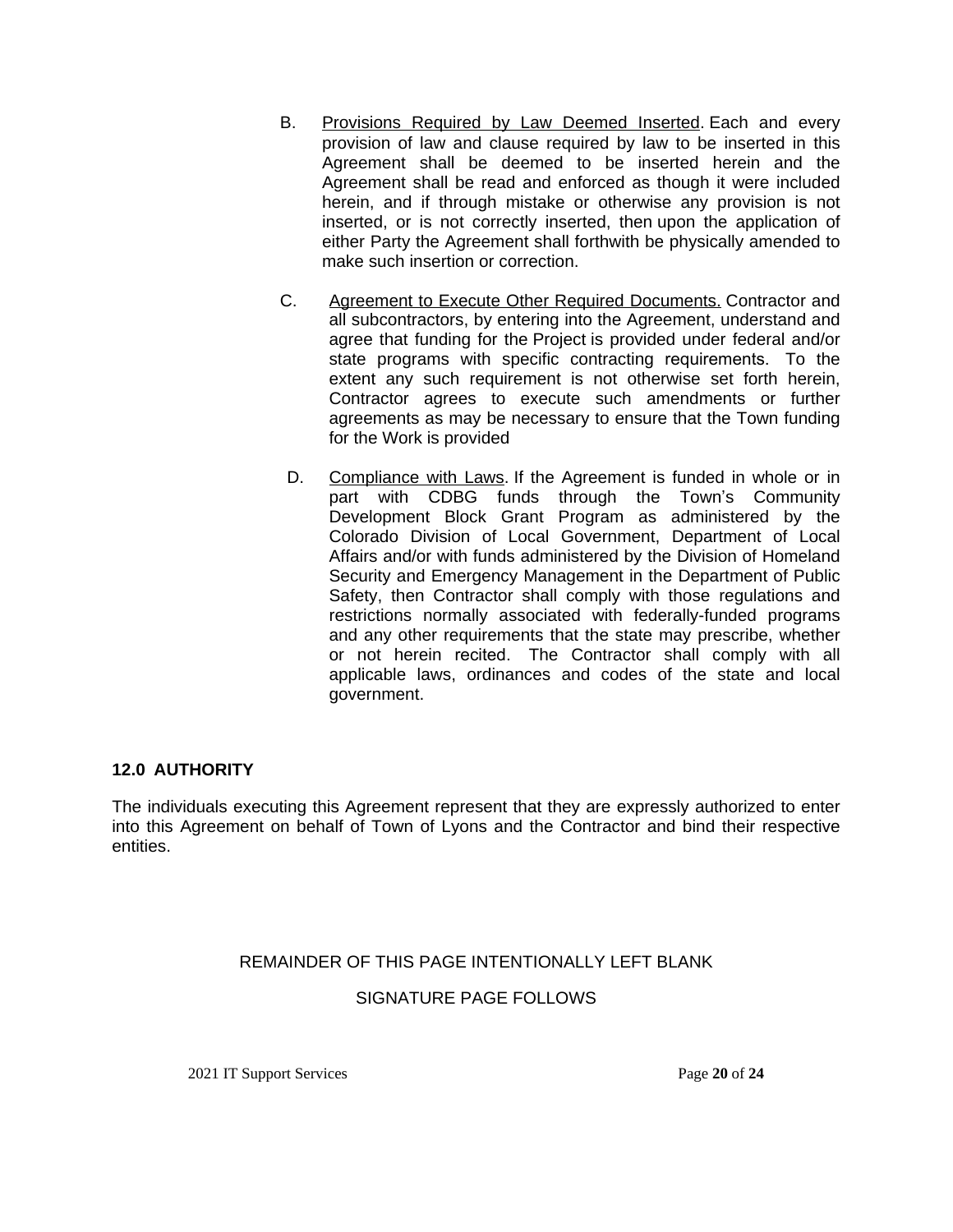B. Provisions Required by Law Deemed Inserted. Each and every provision of law and clause required by law to be inserted in this Agreement shall be deemed to be inserted herein and the Agreement shall be read and enforced as though it were included herein, and if through mistake or otherwise any provision is not inserted, or is not correctly inserted, then upon the application of either Party the Agreement shall forthwith be physically amended to make such insertion or correction.

C. Agreement to Execute Other Required Documents. Contractor and all subcontractors, by entering into the Agreement, understand and agree that funding for the Project is provided under federal and/or state programs with specific contracting requirements. To the extent any such requirement is not otherwise set forth herein, Contractor agrees to execute such amendments or further agreements as may be necessary to ensure that the Town funding for the Work is provided

D. Compliance with Laws. If the Agreement is funded in whole or in part with CDBG funds through the Town's Community Development Block Grant Program as administered by the Colorado Division of Local Government, Department of Local Affairs and/or with funds administered by the Division of Homeland Security and Emergency Management in the Department of Public Safety, then Contractor shall comply with those regulations and restrictions normally associated with federally-funded programs and any other requirements that the state may prescribe, whether or not herein recited. The Contractor shall comply with all applicable laws, ordinances and codes of the state and local government.

## 12.0 AUTHORITY

The individuals executing this Agreement represent that they are expressly authorized to enter into this Agreement on behalf of Town of Lyons and the Contractor and bind their respective entities.

REMAINDER OF THIS PAGE INTENTIONALLY LEFT BLANK

SIGNATURE PAGE FOLLOWS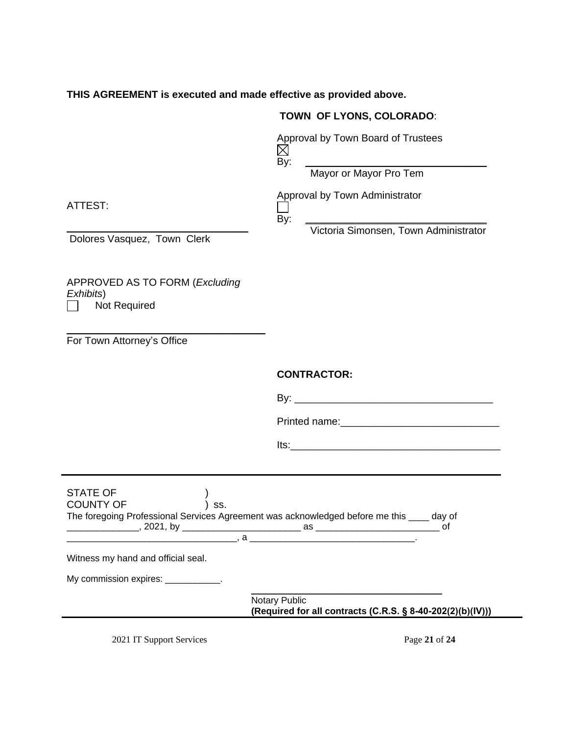**THIS AGREEMENT is executed and made effective as provided above.**

**TOWN OF LYONS, COLORADO**:

Approval by Town Board of Trustees
☒
By: ________________________________
Mayor or Mayor Pro Tem

Approval by Town Administrator
☐
By: ________________________________
Victoria Simonsen, Town Administrator

ATTEST:

________________________________
Dolores Vasquez, Town Clerk

APPROVED AS TO FORM (*Excluding Exhibits*)
☐ Not Required

________________________________
For Town Attorney's Office

**CONTRACTOR:**

By: ________________________________

Printed name:___________________________

Its:_____________________________________

---

STATE OF )
COUNTY OF ) ss.
The foregoing Professional Services Agreement was acknowledged before me this ____ day of _____________, 2021, by ______________________ as ________________________ of ________________________________, a ________________________________.

Witness my hand and official seal.

My commission expires: ___________.

________________________________
Notary Public
**(Required for all contracts (C.R.S. § 8-40-202(2)(b)(IV)))**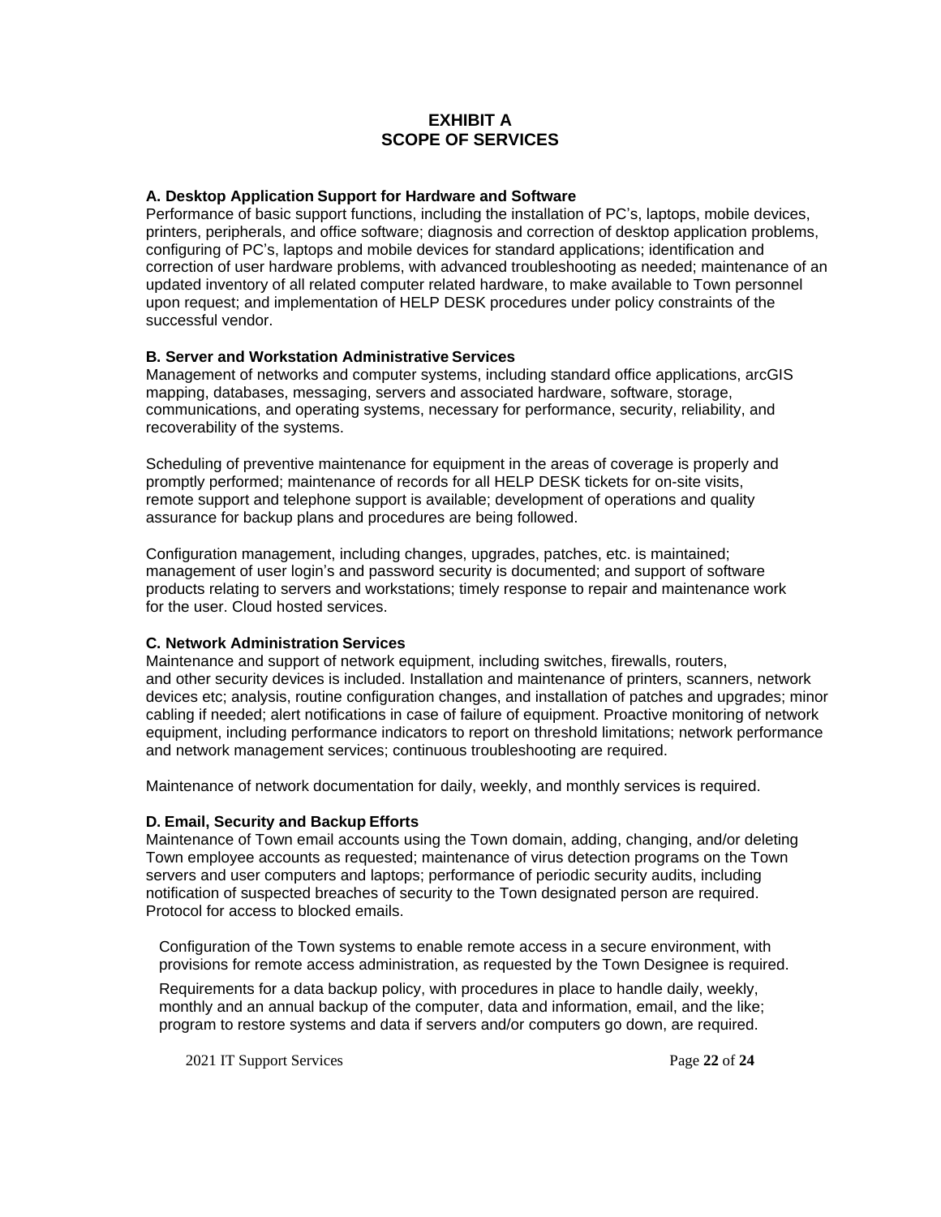# EXHIBIT A
# SCOPE OF SERVICES

**A. Desktop Application Support for Hardware and Software**
Performance of basic support functions, including the installation of PC's, laptops, mobile devices, printers, peripherals, and office software; diagnosis and correction of desktop application problems, configuring of PC's, laptops and mobile devices for standard applications; identification and correction of user hardware problems, with advanced troubleshooting as needed; maintenance of an updated inventory of all related computer related hardware, to make available to Town personnel upon request; and implementation of HELP DESK procedures under policy constraints of the successful vendor.

**B. Server and Workstation Administrative Services**
Management of networks and computer systems, including standard office applications, arcGIS mapping, databases, messaging, servers and associated hardware, software, storage, communications, and operating systems, necessary for performance, security, reliability, and recoverability of the systems.

Scheduling of preventive maintenance for equipment in the areas of coverage is properly and promptly performed; maintenance of records for all HELP DESK tickets for on-site visits, remote support and telephone support is available; development of operations and quality assurance for backup plans and procedures are being followed.

Configuration management, including changes, upgrades, patches, etc. is maintained; management of user login's and password security is documented; and support of software products relating to servers and workstations; timely response to repair and maintenance work for the user. Cloud hosted services.

**C. Network Administration Services**
Maintenance and support of network equipment, including switches, firewalls, routers, and other security devices is included. Installation and maintenance of printers, scanners, network devices etc; analysis, routine configuration changes, and installation of patches and upgrades; minor cabling if needed; alert notifications in case of failure of equipment. Proactive monitoring of network equipment, including performance indicators to report on threshold limitations; network performance and network management services; continuous troubleshooting are required.

Maintenance of network documentation for daily, weekly, and monthly services is required.

**D. Email, Security and Backup Efforts**
Maintenance of Town email accounts using the Town domain, adding, changing, and/or deleting Town employee accounts as requested; maintenance of virus detection programs on the Town servers and user computers and laptops; performance of periodic security audits, including notification of suspected breaches of security to the Town designated person are required. Protocol for access to blocked emails.

Configuration of the Town systems to enable remote access in a secure environment, with provisions for remote access administration, as requested by the Town Designee is required.

Requirements for a data backup policy, with procedures in place to handle daily, weekly, monthly and an annual backup of the computer, data and information, email, and the like; program to restore systems and data if servers and/or computers go down, are required.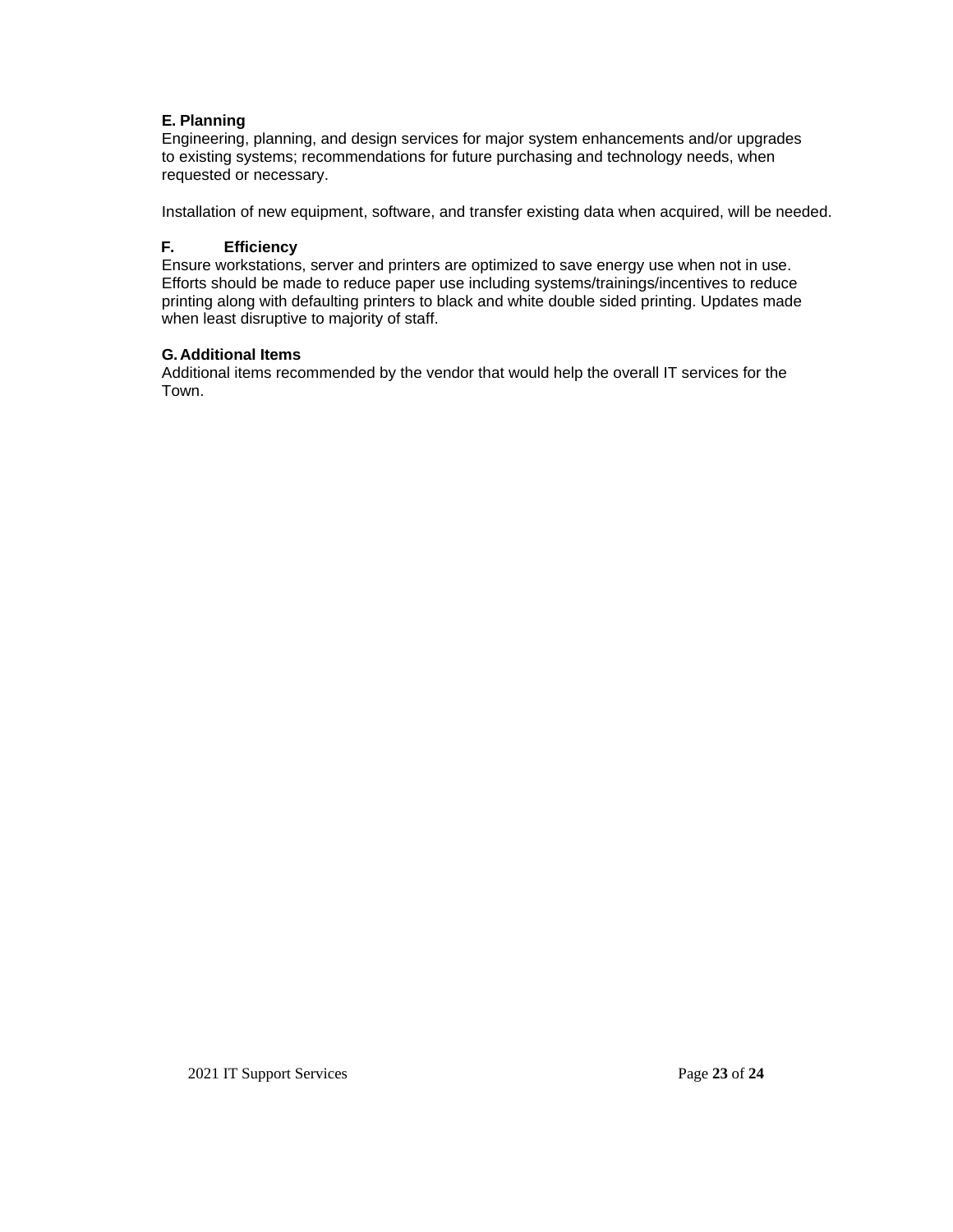**E. Planning**

Engineering, planning, and design services for major system enhancements and/or upgrades to existing systems; recommendations for future purchasing and technology needs, when requested or necessary.

Installation of new equipment, software, and transfer existing data when acquired, will be needed.

**F. Efficiency**

Ensure workstations, server and printers are optimized to save energy use when not in use. Efforts should be made to reduce paper use including systems/trainings/incentives to reduce printing along with defaulting printers to black and white double sided printing. Updates made when least disruptive to majority of staff.

**G. Additional Items**

Additional items recommended by the vendor that would help the overall IT services for the Town.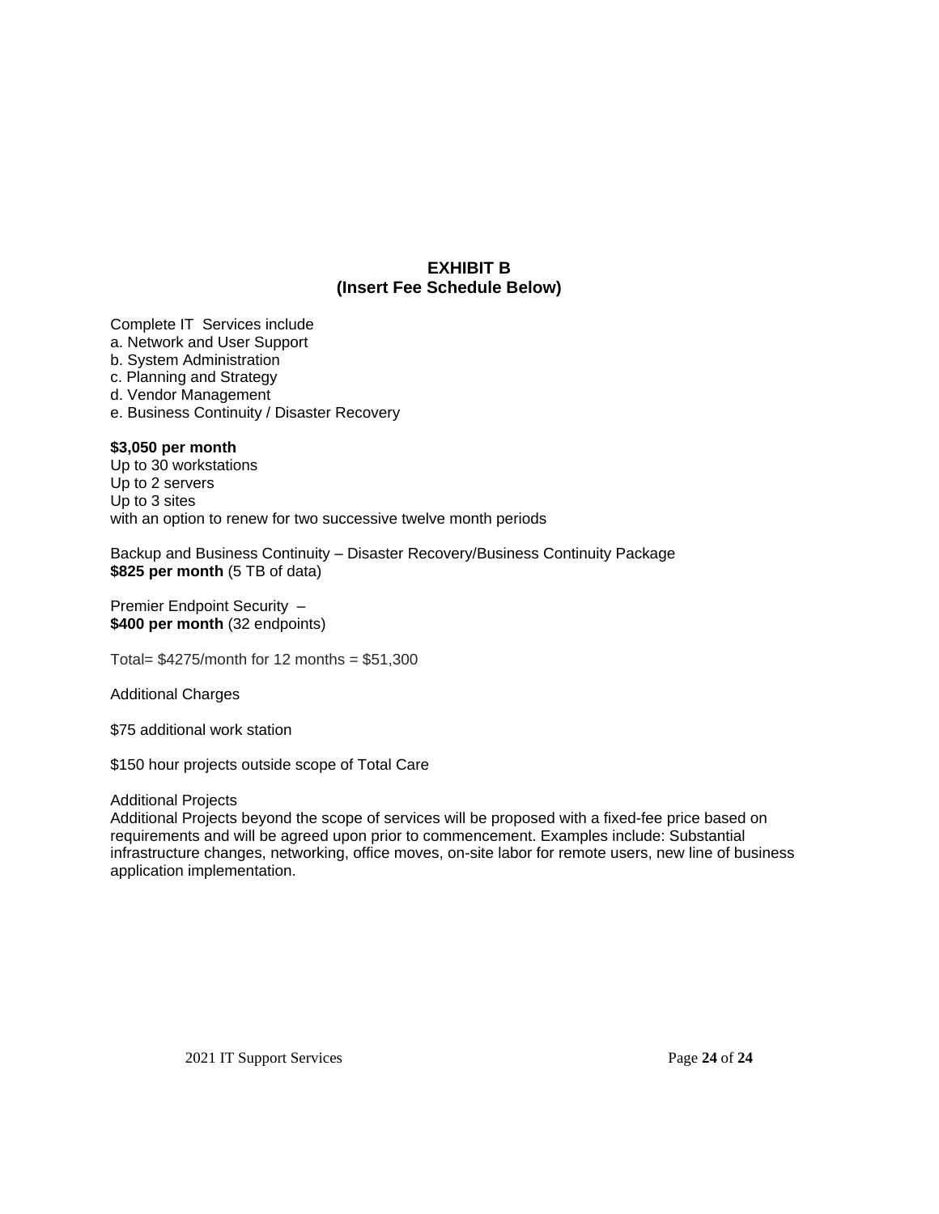## EXHIBIT B
## (Insert Fee Schedule Below)

Complete IT Services include
a. Network and User Support
b. System Administration
c. Planning and Strategy
d. Vendor Management
e. Business Continuity / Disaster Recovery

**$3,050 per month**
Up to 30 workstations
Up to 2 servers
Up to 3 sites
with an option to renew for two successive twelve month periods

Backup and Business Continuity – Disaster Recovery/Business Continuity Package
**$825 per month** (5 TB of data)

Premier Endpoint Security –
**$400 per month** (32 endpoints)

Total= $4275/month for 12 months = $51,300

Additional Charges

$75 additional work station

$150 hour projects outside scope of Total Care

Additional Projects
Additional Projects beyond the scope of services will be proposed with a fixed-fee price based on requirements and will be agreed upon prior to commencement. Examples include: Substantial infrastructure changes, networking, office moves, on-site labor for remote users, new line of business application implementation.